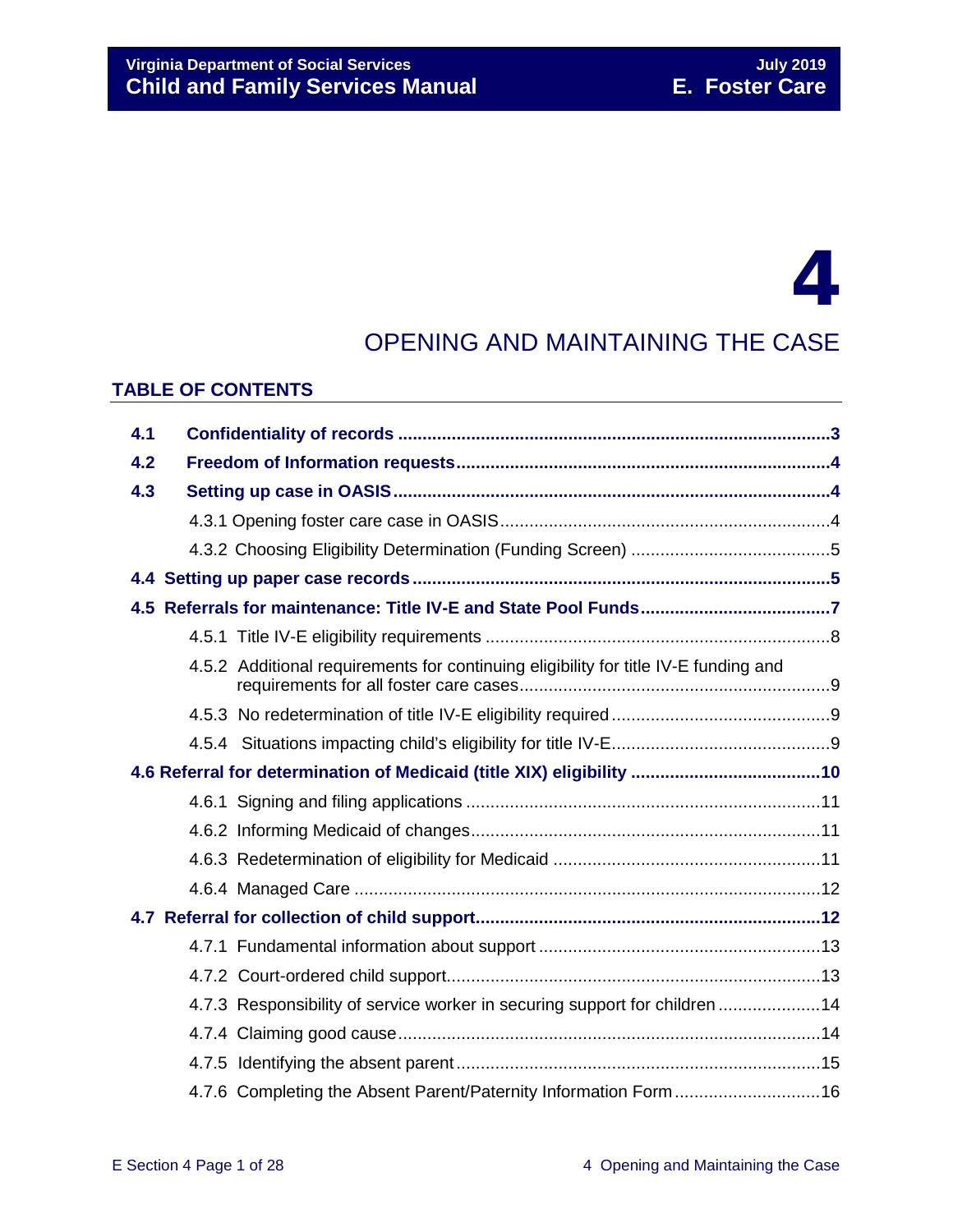# 4

## OPENING AND MAINTAINING THE CASE

### TABLE OF CONTENTS

| | | |
|---|---|---|
| **4.1** | **Confidentiality of records** | **3** |
| **4.2** | **Freedom of Information requests** | **4** |
| **4.3** | **Setting up case in OASIS** | **4** |
| | 4.3.1 Opening foster care case in OASIS | 4 |
| | 4.3.2 Choosing Eligibility Determination (Funding Screen) | 5 |
| **4.4** | **Setting up paper case records** | **5** |
| **4.5** | **Referrals for maintenance: Title IV-E and State Pool Funds** | **7** |
| | 4.5.1 Title IV-E eligibility requirements | 8 |
| | 4.5.2 Additional requirements for continuing eligibility for title IV-E funding and requirements for all foster care cases | 9 |
| | 4.5.3 No redetermination of title IV-E eligibility required | 9 |
| | 4.5.4 Situations impacting child's eligibility for title IV-E | 9 |
| **4.6** | **Referral for determination of Medicaid (title XIX) eligibility** | **10** |
| | 4.6.1 Signing and filing applications | 11 |
| | 4.6.2 Informing Medicaid of changes | 11 |
| | 4.6.3 Redetermination of eligibility for Medicaid | 11 |
| | 4.6.4 Managed Care | 12 |
| **4.7** | **Referral for collection of child support** | **12** |
| | 4.7.1 Fundamental information about support | 13 |
| | 4.7.2 Court-ordered child support | 13 |
| | 4.7.3 Responsibility of service worker in securing support for children | 14 |
| | 4.7.4 Claiming good cause | 14 |
| | 4.7.5 Identifying the absent parent | 15 |
| | 4.7.6 Completing the Absent Parent/Paternity Information Form | 16 |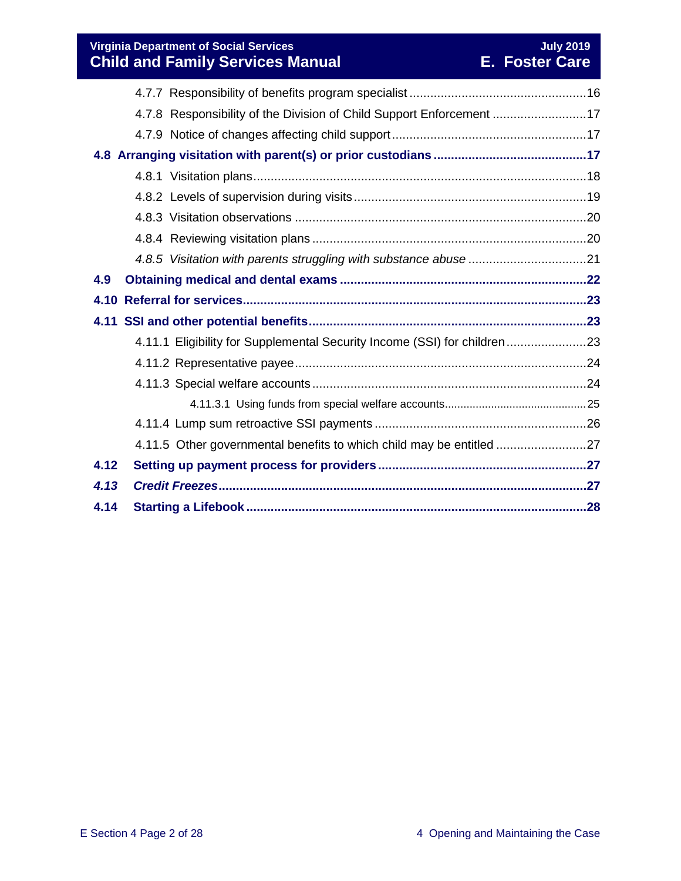4.7.7 Responsibility of benefits program specialist ....................................................16

4.7.8 Responsibility of the Division of Child Support Enforcement ...........................17

4.7.9 Notice of changes affecting child support .......................................................17

**4.8 Arranging visitation with parent(s) or prior custodians ..........................................17**

4.8.1 Visitation plans ...............................................................................................18

4.8.2 Levels of supervision during visits ..................................................................19

4.8.3 Visitation observations ...................................................................................20

4.8.4 Reviewing visitation plans ..............................................................................20

*4.8.5 Visitation with parents struggling with substance abuse* .................................21

**4.9 Obtaining medical and dental exams ......................................................................22**

**4.10 Referral for services.................................................................................................23**

**4.11 SSI and other potential benefits..............................................................................23**

4.11.1 Eligibility for Supplemental Security Income (SSI) for children .......................23

4.11.2 Representative payee ...................................................................................24

4.11.3 Special welfare accounts ...............................................................................24

4.11.3.1 Using funds from special welfare accounts .............................................25

4.11.4 Lump sum retroactive SSI payments .............................................................26

4.11.5 Other governmental benefits to which child may be entitled ..........................27

**4.12 Setting up payment process for providers ...........................................................27**

***4.13 Credit Freezes*.......................................................................................................27**

**4.14 Starting a Lifebook .................................................................................................28**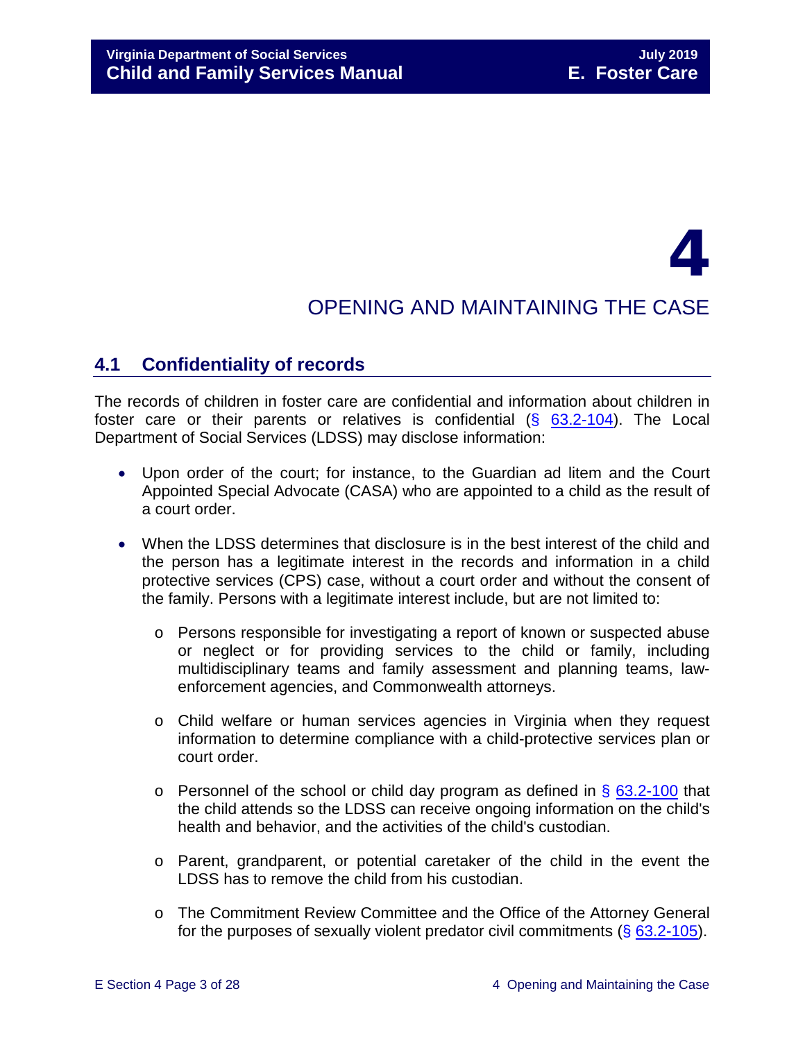# 4

# OPENING AND MAINTAINING THE CASE

## 4.1 Confidentiality of records

The records of children in foster care are confidential and information about children in foster care or their parents or relatives is confidential (§ 63.2-104). The Local Department of Social Services (LDSS) may disclose information:

- Upon order of the court; for instance, to the Guardian ad litem and the Court Appointed Special Advocate (CASA) who are appointed to a child as the result of a court order.
- When the LDSS determines that disclosure is in the best interest of the child and the person has a legitimate interest in the records and information in a child protective services (CPS) case, without a court order and without the consent of the family. Persons with a legitimate interest include, but are not limited to:
    - Persons responsible for investigating a report of known or suspected abuse or neglect or for providing services to the child or family, including multidisciplinary teams and family assessment and planning teams, law-enforcement agencies, and Commonwealth attorneys.
    - Child welfare or human services agencies in Virginia when they request information to determine compliance with a child-protective services plan or court order.
    - Personnel of the school or child day program as defined in § 63.2-100 that the child attends so the LDSS can receive ongoing information on the child's health and behavior, and the activities of the child's custodian.
    - Parent, grandparent, or potential caretaker of the child in the event the LDSS has to remove the child from his custodian.
    - The Commitment Review Committee and the Office of the Attorney General for the purposes of sexually violent predator civil commitments (§ 63.2-105).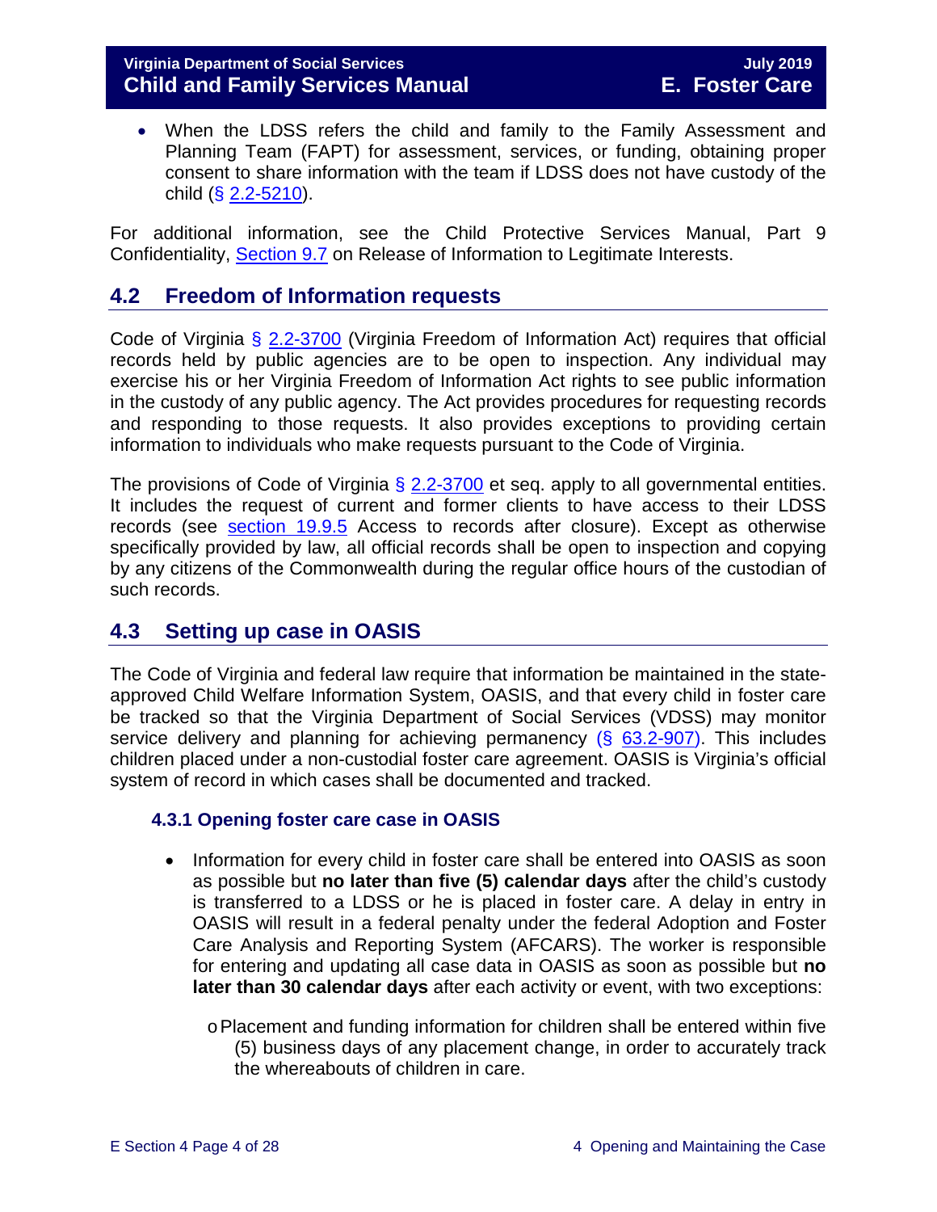- When the LDSS refers the child and family to the Family Assessment and Planning Team (FAPT) for assessment, services, or funding, obtaining proper consent to share information with the team if LDSS does not have custody of the child (§ 2.2-5210).

For additional information, see the Child Protective Services Manual, Part 9 Confidentiality, Section 9.7 on Release of Information to Legitimate Interests.

## 4.2 Freedom of Information requests

Code of Virginia § 2.2-3700 (Virginia Freedom of Information Act) requires that official records held by public agencies are to be open to inspection. Any individual may exercise his or her Virginia Freedom of Information Act rights to see public information in the custody of any public agency. The Act provides procedures for requesting records and responding to those requests. It also provides exceptions to providing certain information to individuals who make requests pursuant to the Code of Virginia.

The provisions of Code of Virginia § 2.2-3700 et seq. apply to all governmental entities. It includes the request of current and former clients to have access to their LDSS records (see section 19.9.5 Access to records after closure). Except as otherwise specifically provided by law, all official records shall be open to inspection and copying by any citizens of the Commonwealth during the regular office hours of the custodian of such records.

## 4.3 Setting up case in OASIS

The Code of Virginia and federal law require that information be maintained in the state-approved Child Welfare Information System, OASIS, and that every child in foster care be tracked so that the Virginia Department of Social Services (VDSS) may monitor service delivery and planning for achieving permanency (§ 63.2-907). This includes children placed under a non-custodial foster care agreement. OASIS is Virginia's official system of record in which cases shall be documented and tracked.

### 4.3.1 Opening foster care case in OASIS

- Information for every child in foster care shall be entered into OASIS as soon as possible but **no later than five (5) calendar days** after the child's custody is transferred to a LDSS or he is placed in foster care. A delay in entry in OASIS will result in a federal penalty under the federal Adoption and Foster Care Analysis and Reporting System (AFCARS). The worker is responsible for entering and updating all case data in OASIS as soon as possible but **no later than 30 calendar days** after each activity or event, with two exceptions:
  - Placement and funding information for children shall be entered within five (5) business days of any placement change, in order to accurately track the whereabouts of children in care.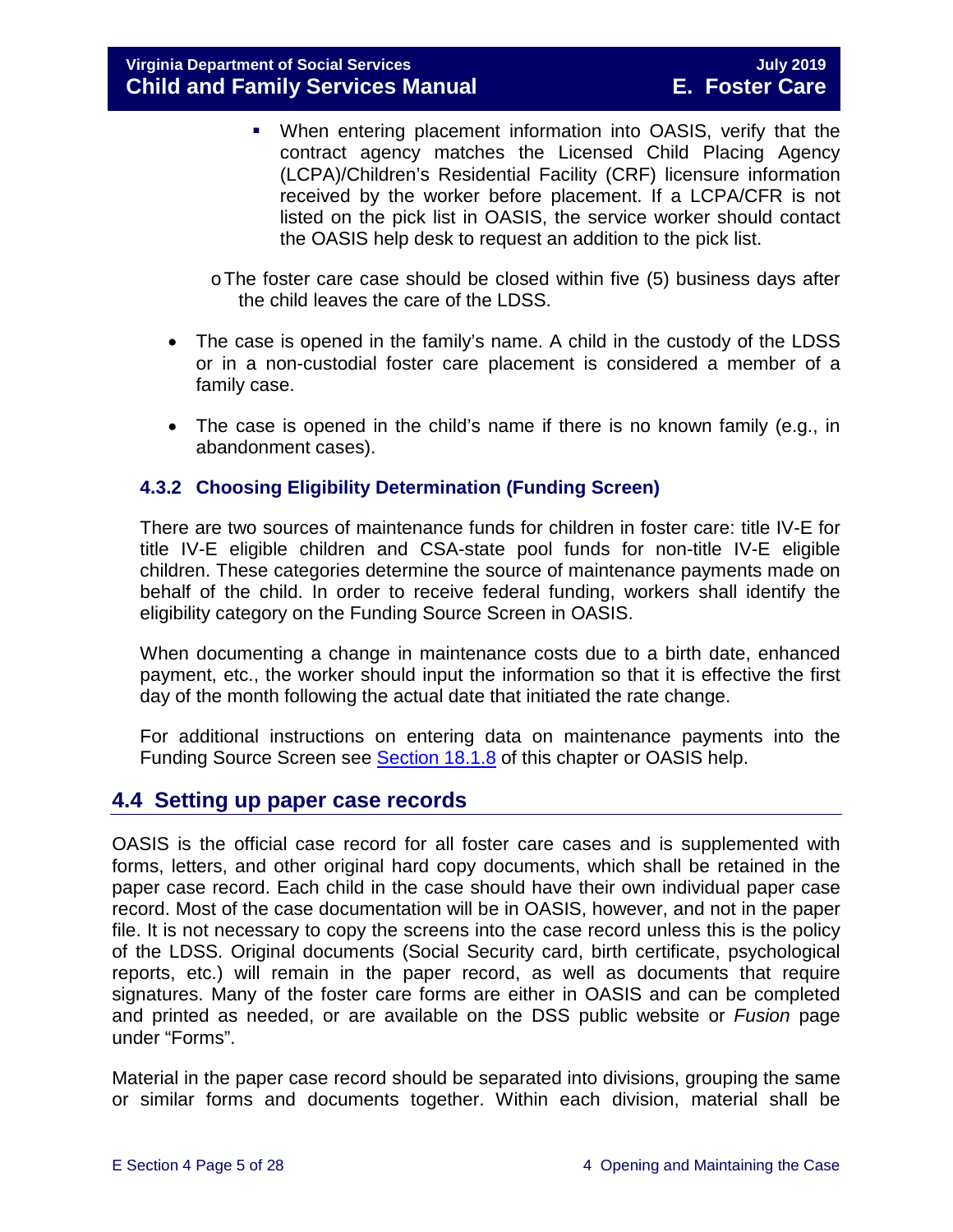- When entering placement information into OASIS, verify that the contract agency matches the Licensed Child Placing Agency (LCPA)/Children's Residential Facility (CRF) licensure information received by the worker before placement. If a LCPA/CFR is not listed on the pick list in OASIS, the service worker should contact the OASIS help desk to request an addition to the pick list.

    - The foster care case should be closed within five (5) business days after the child leaves the care of the LDSS.

- The case is opened in the family's name. A child in the custody of the LDSS or in a non-custodial foster care placement is considered a member of a family case.

- The case is opened in the child's name if there is no known family (e.g., in abandonment cases).

### 4.3.2 Choosing Eligibility Determination (Funding Screen)

There are two sources of maintenance funds for children in foster care: title IV-E for title IV-E eligible children and CSA-state pool funds for non-title IV-E eligible children. These categories determine the source of maintenance payments made on behalf of the child. In order to receive federal funding, workers shall identify the eligibility category on the Funding Source Screen in OASIS.

When documenting a change in maintenance costs due to a birth date, enhanced payment, etc., the worker should input the information so that it is effective the first day of the month following the actual date that initiated the rate change.

For additional instructions on entering data on maintenance payments into the Funding Source Screen see Section 18.1.8 of this chapter or OASIS help.

## 4.4 Setting up paper case records

OASIS is the official case record for all foster care cases and is supplemented with forms, letters, and other original hard copy documents, which shall be retained in the paper case record. Each child in the case should have their own individual paper case record. Most of the case documentation will be in OASIS, however, and not in the paper file. It is not necessary to copy the screens into the case record unless this is the policy of the LDSS. Original documents (Social Security card, birth certificate, psychological reports, etc.) will remain in the paper record, as well as documents that require signatures. Many of the foster care forms are either in OASIS and can be completed and printed as needed, or are available on the DSS public website or *Fusion* page under "Forms".

Material in the paper case record should be separated into divisions, grouping the same or similar forms and documents together. Within each division, material shall be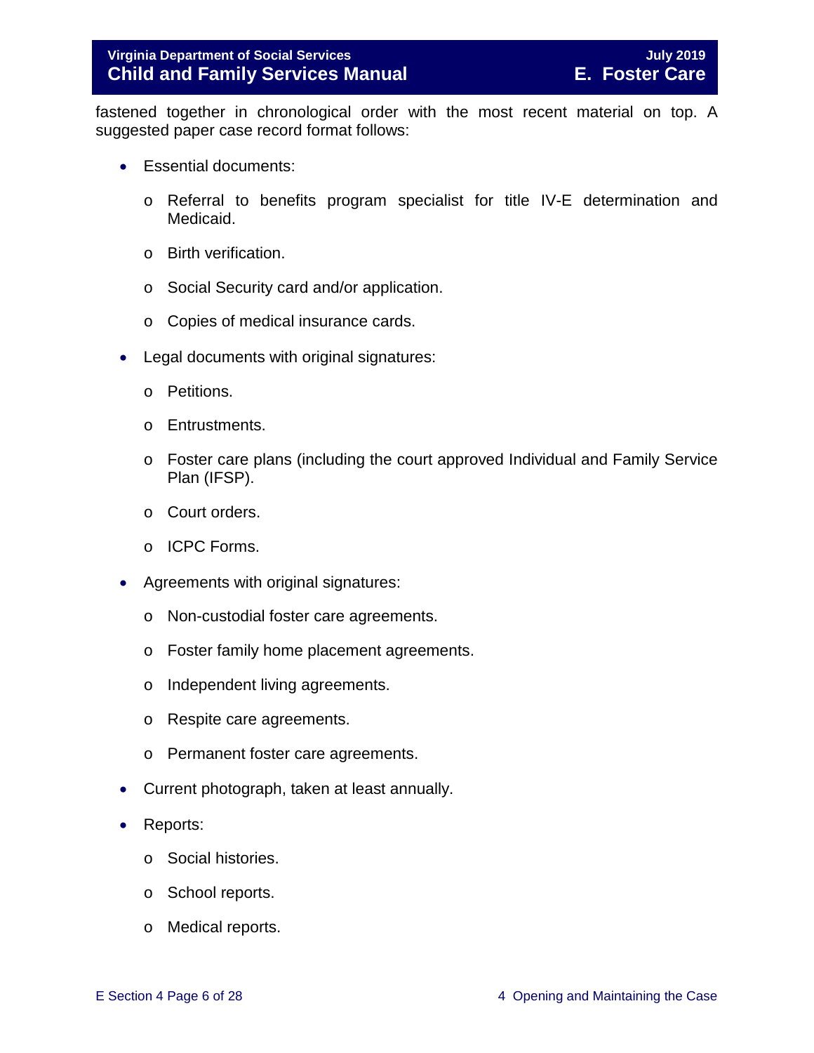fastened together in chronological order with the most recent material on top. A suggested paper case record format follows:

- Essential documents:
  - Referral to benefits program specialist for title IV-E determination and Medicaid.
  - Birth verification.
  - Social Security card and/or application.
  - Copies of medical insurance cards.
- Legal documents with original signatures:
  - Petitions.
  - Entrustments.
  - Foster care plans (including the court approved Individual and Family Service Plan (IFSP).
  - Court orders.
  - ICPC Forms.
- Agreements with original signatures:
  - Non-custodial foster care agreements.
  - Foster family home placement agreements.
  - Independent living agreements.
  - Respite care agreements.
  - Permanent foster care agreements.
- Current photograph, taken at least annually.
- Reports:
  - Social histories.
  - School reports.
  - Medical reports.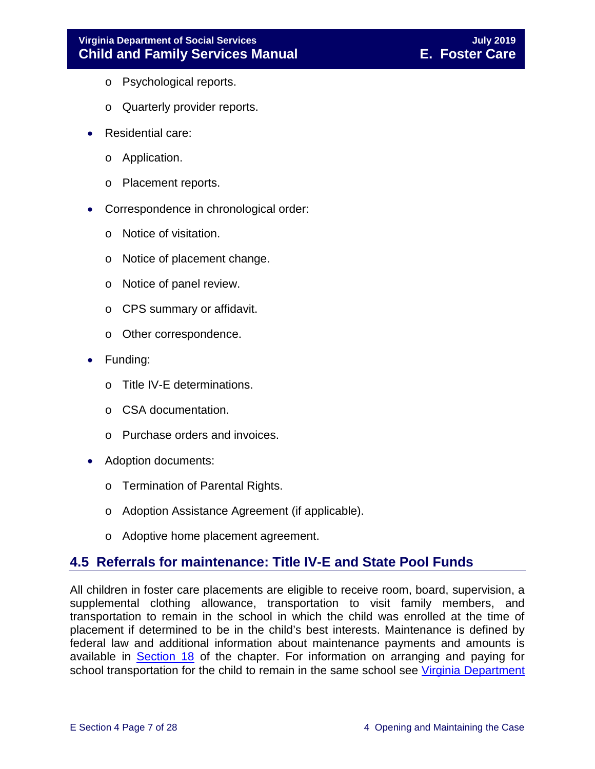- Psychological reports.
  - Quarterly provider reports.
- Residential care:
  - Application.
  - Placement reports.
- Correspondence in chronological order:
  - Notice of visitation.
  - Notice of placement change.
  - Notice of panel review.
  - CPS summary or affidavit.
  - Other correspondence.
- Funding:
  - Title IV-E determinations.
  - CSA documentation.
  - Purchase orders and invoices.
- Adoption documents:
  - Termination of Parental Rights.
  - Adoption Assistance Agreement (if applicable).
  - Adoptive home placement agreement.

## 4.5 Referrals for maintenance: Title IV-E and State Pool Funds

All children in foster care placements are eligible to receive room, board, supervision, a supplemental clothing allowance, transportation to visit family members, and transportation to remain in the school in which the child was enrolled at the time of placement if determined to be in the child's best interests. Maintenance is defined by federal law and additional information about maintenance payments and amounts is available in Section 18 of the chapter. For information on arranging and paying for school transportation for the child to remain in the same school see Virginia Department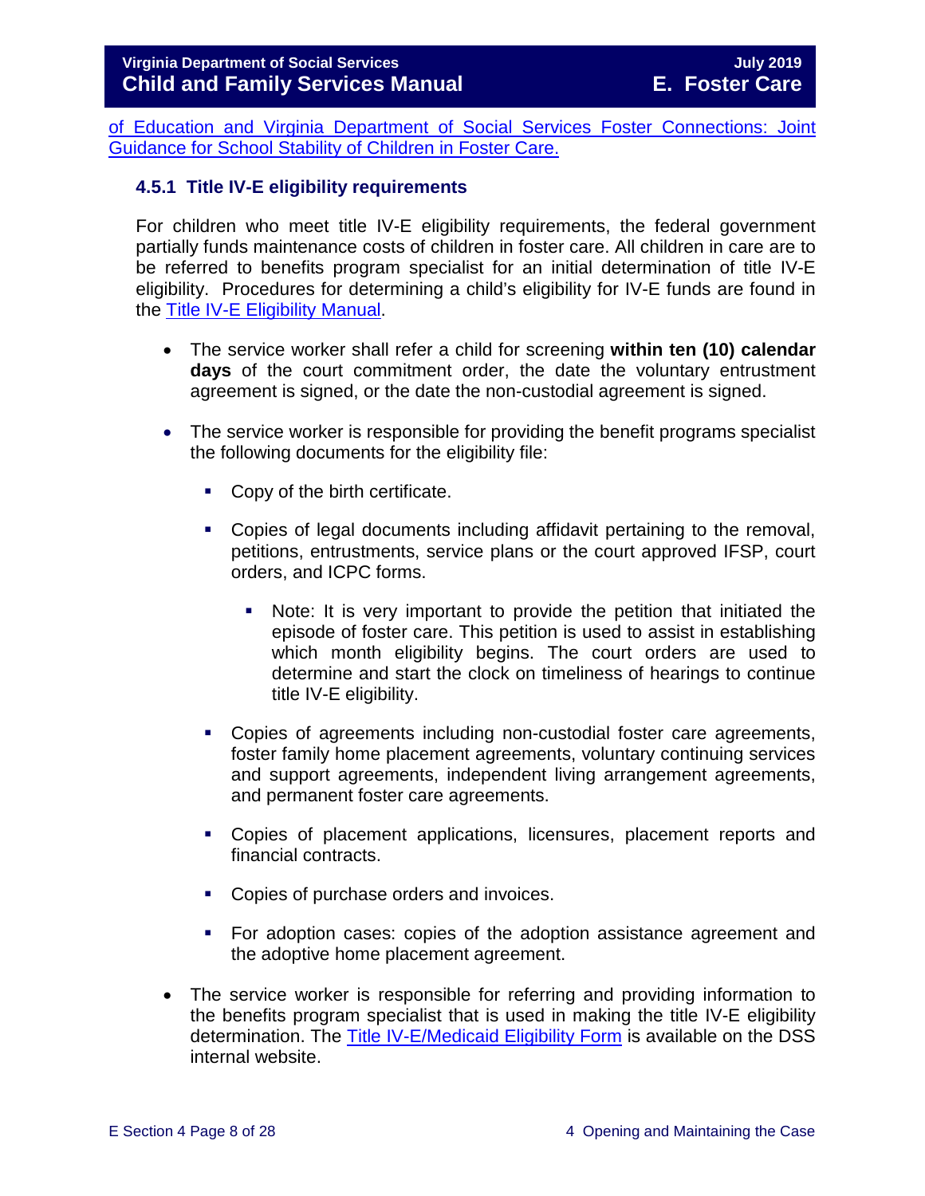of Education and Virginia Department of Social Services Foster Connections: Joint Guidance for School Stability of Children in Foster Care.

### 4.5.1 Title IV-E eligibility requirements

For children who meet title IV-E eligibility requirements, the federal government partially funds maintenance costs of children in foster care. All children in care are to be referred to benefits program specialist for an initial determination of title IV-E eligibility. Procedures for determining a child's eligibility for IV-E funds are found in the Title IV-E Eligibility Manual.

- The service worker shall refer a child for screening **within ten (10) calendar days** of the court commitment order, the date the voluntary entrustment agreement is signed, or the date the non-custodial agreement is signed.
- The service worker is responsible for providing the benefit programs specialist the following documents for the eligibility file:
  - Copy of the birth certificate.
  - Copies of legal documents including affidavit pertaining to the removal, petitions, entrustments, service plans or the court approved IFSP, court orders, and ICPC forms.
    - Note: It is very important to provide the petition that initiated the episode of foster care. This petition is used to assist in establishing which month eligibility begins. The court orders are used to determine and start the clock on timeliness of hearings to continue title IV-E eligibility.
  - Copies of agreements including non-custodial foster care agreements, foster family home placement agreements, voluntary continuing services and support agreements, independent living arrangement agreements, and permanent foster care agreements.
  - Copies of placement applications, licensures, placement reports and financial contracts.
  - Copies of purchase orders and invoices.
  - For adoption cases: copies of the adoption assistance agreement and the adoptive home placement agreement.
- The service worker is responsible for referring and providing information to the benefits program specialist that is used in making the title IV-E eligibility determination. The Title IV-E/Medicaid Eligibility Form is available on the DSS internal website.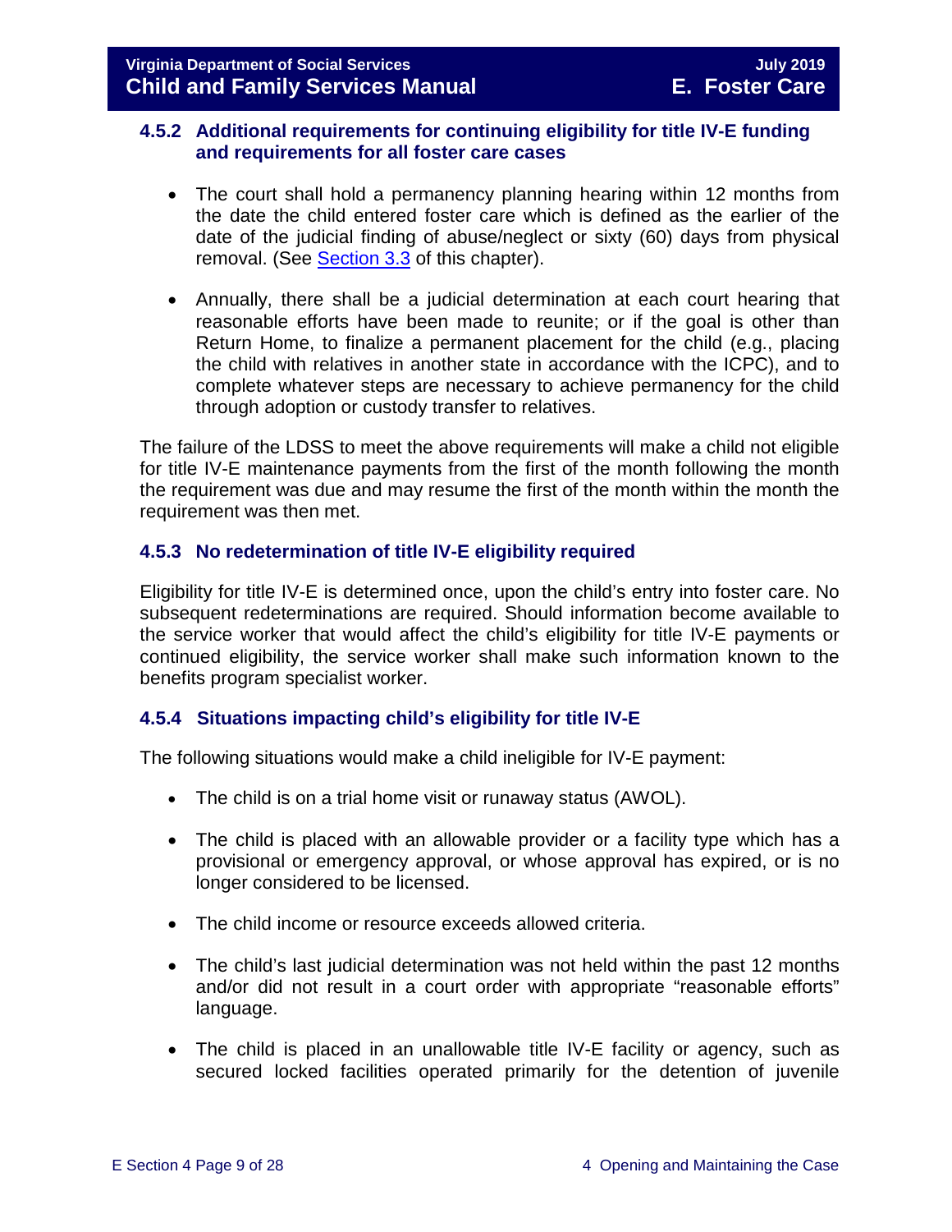### 4.5.2 Additional requirements for continuing eligibility for title IV-E funding and requirements for all foster care cases

- The court shall hold a permanency planning hearing within 12 months from the date the child entered foster care which is defined as the earlier of the date of the judicial finding of abuse/neglect or sixty (60) days from physical removal. (See Section 3.3 of this chapter).
- Annually, there shall be a judicial determination at each court hearing that reasonable efforts have been made to reunite; or if the goal is other than Return Home, to finalize a permanent placement for the child (e.g., placing the child with relatives in another state in accordance with the ICPC), and to complete whatever steps are necessary to achieve permanency for the child through adoption or custody transfer to relatives.

The failure of the LDSS to meet the above requirements will make a child not eligible for title IV-E maintenance payments from the first of the month following the month the requirement was due and may resume the first of the month within the month the requirement was then met.

### 4.5.3 No redetermination of title IV-E eligibility required

Eligibility for title IV-E is determined once, upon the child's entry into foster care. No subsequent redeterminations are required. Should information become available to the service worker that would affect the child's eligibility for title IV-E payments or continued eligibility, the service worker shall make such information known to the benefits program specialist worker.

### 4.5.4 Situations impacting child's eligibility for title IV-E

The following situations would make a child ineligible for IV-E payment:

- The child is on a trial home visit or runaway status (AWOL).
- The child is placed with an allowable provider or a facility type which has a provisional or emergency approval, or whose approval has expired, or is no longer considered to be licensed.
- The child income or resource exceeds allowed criteria.
- The child's last judicial determination was not held within the past 12 months and/or did not result in a court order with appropriate "reasonable efforts" language.
- The child is placed in an unallowable title IV-E facility or agency, such as secured locked facilities operated primarily for the detention of juvenile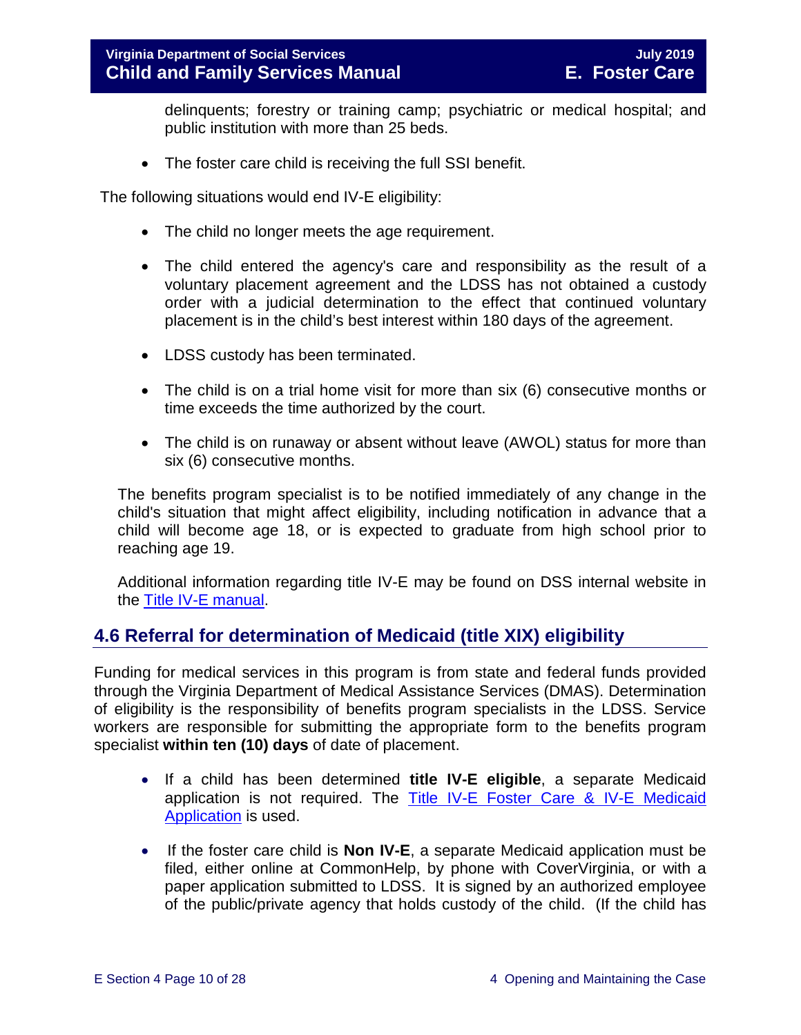delinquents; forestry or training camp; psychiatric or medical hospital; and public institution with more than 25 beds.

- The foster care child is receiving the full SSI benefit.

The following situations would end IV-E eligibility:

- The child no longer meets the age requirement.
- The child entered the agency's care and responsibility as the result of a voluntary placement agreement and the LDSS has not obtained a custody order with a judicial determination to the effect that continued voluntary placement is in the child's best interest within 180 days of the agreement.
- LDSS custody has been terminated.
- The child is on a trial home visit for more than six (6) consecutive months or time exceeds the time authorized by the court.
- The child is on runaway or absent without leave (AWOL) status for more than six (6) consecutive months.

The benefits program specialist is to be notified immediately of any change in the child's situation that might affect eligibility, including notification in advance that a child will become age 18, or is expected to graduate from high school prior to reaching age 19.

Additional information regarding title IV-E may be found on DSS internal website in the Title IV-E manual.

## 4.6 Referral for determination of Medicaid (title XIX) eligibility

Funding for medical services in this program is from state and federal funds provided through the Virginia Department of Medical Assistance Services (DMAS). Determination of eligibility is the responsibility of benefits program specialists in the LDSS. Service workers are responsible for submitting the appropriate form to the benefits program specialist **within ten (10) days** of date of placement.

- If a child has been determined **title IV-E eligible**, a separate Medicaid application is not required. The Title IV-E Foster Care & IV-E Medicaid Application is used.
- If the foster care child is **Non IV-E**, a separate Medicaid application must be filed, either online at CommonHelp, by phone with CoverVirginia, or with a paper application submitted to LDSS. It is signed by an authorized employee of the public/private agency that holds custody of the child. (If the child has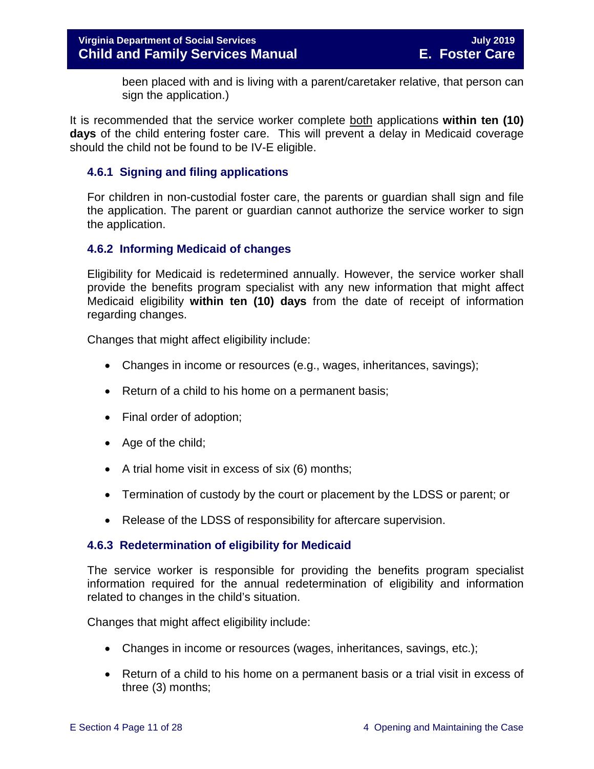been placed with and is living with a parent/caretaker relative, that person can sign the application.)

It is recommended that the service worker complete both applications **within ten (10) days** of the child entering foster care. This will prevent a delay in Medicaid coverage should the child not be found to be IV-E eligible.

### 4.6.1 Signing and filing applications

For children in non-custodial foster care, the parents or guardian shall sign and file the application. The parent or guardian cannot authorize the service worker to sign the application.

### 4.6.2 Informing Medicaid of changes

Eligibility for Medicaid is redetermined annually. However, the service worker shall provide the benefits program specialist with any new information that might affect Medicaid eligibility **within ten (10) days** from the date of receipt of information regarding changes.

Changes that might affect eligibility include:

- Changes in income or resources (e.g., wages, inheritances, savings);
- Return of a child to his home on a permanent basis;
- Final order of adoption;
- Age of the child;
- A trial home visit in excess of six (6) months;
- Termination of custody by the court or placement by the LDSS or parent; or
- Release of the LDSS of responsibility for aftercare supervision.

### 4.6.3 Redetermination of eligibility for Medicaid

The service worker is responsible for providing the benefits program specialist information required for the annual redetermination of eligibility and information related to changes in the child's situation.

Changes that might affect eligibility include:

- Changes in income or resources (wages, inheritances, savings, etc.);
- Return of a child to his home on a permanent basis or a trial visit in excess of three (3) months;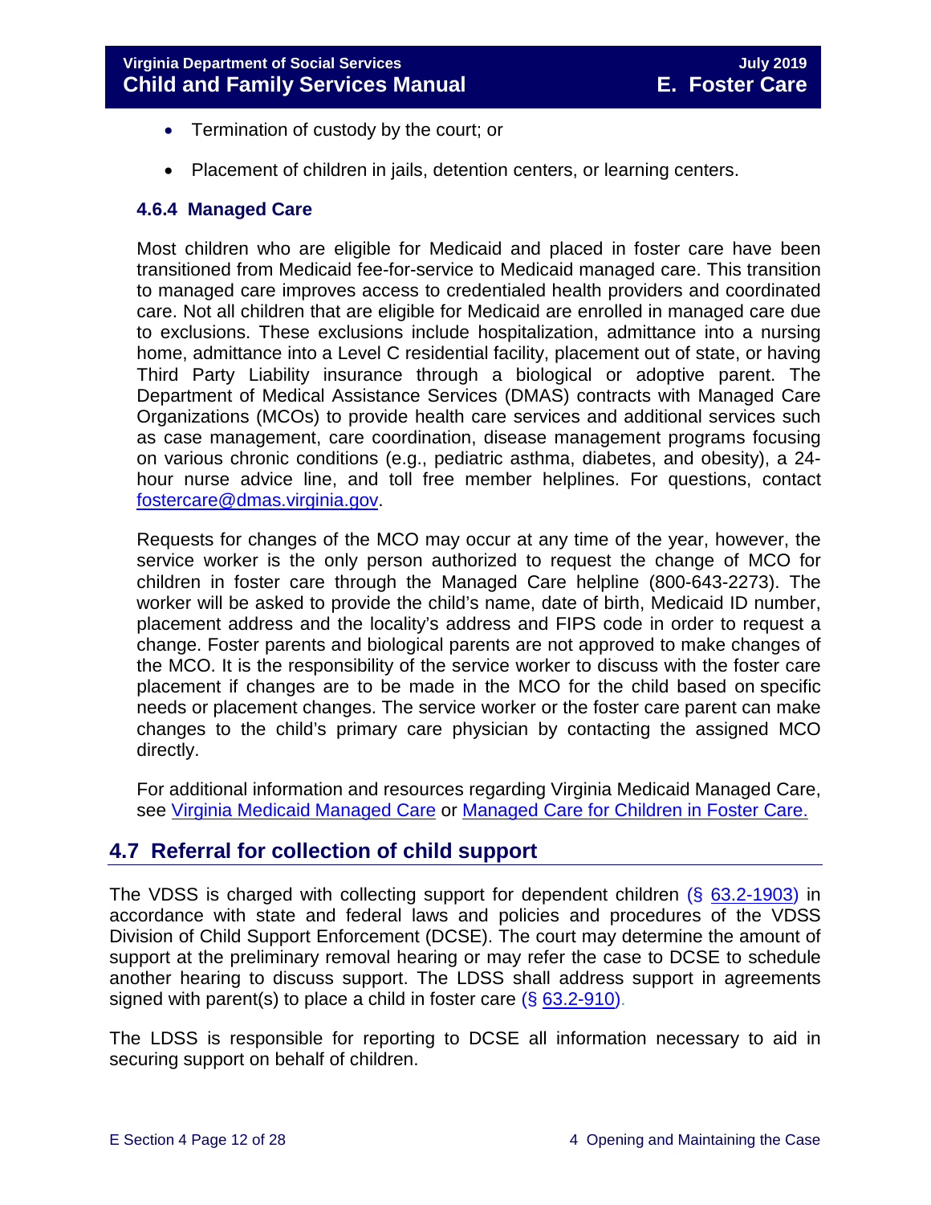- Termination of custody by the court; or
- Placement of children in jails, detention centers, or learning centers.

### 4.6.4 Managed Care

Most children who are eligible for Medicaid and placed in foster care have been transitioned from Medicaid fee-for-service to Medicaid managed care. This transition to managed care improves access to credentialed health providers and coordinated care. Not all children that are eligible for Medicaid are enrolled in managed care due to exclusions. These exclusions include hospitalization, admittance into a nursing home, admittance into a Level C residential facility, placement out of state, or having Third Party Liability insurance through a biological or adoptive parent. The Department of Medical Assistance Services (DMAS) contracts with Managed Care Organizations (MCOs) to provide health care services and additional services such as case management, care coordination, disease management programs focusing on various chronic conditions (e.g., pediatric asthma, diabetes, and obesity), a 24-hour nurse advice line, and toll free member helplines. For questions, contact fostercare@dmas.virginia.gov.

Requests for changes of the MCO may occur at any time of the year, however, the service worker is the only person authorized to request the change of MCO for children in foster care through the Managed Care helpline (800-643-2273). The worker will be asked to provide the child's name, date of birth, Medicaid ID number, placement address and the locality's address and FIPS code in order to request a change. Foster parents and biological parents are not approved to make changes of the MCO. It is the responsibility of the service worker to discuss with the foster care placement if changes are to be made in the MCO for the child based on specific needs or placement changes. The service worker or the foster care parent can make changes to the child's primary care physician by contacting the assigned MCO directly.

For additional information and resources regarding Virginia Medicaid Managed Care, see Virginia Medicaid Managed Care or Managed Care for Children in Foster Care.

## 4.7 Referral for collection of child support

The VDSS is charged with collecting support for dependent children (§ 63.2-1903) in accordance with state and federal laws and policies and procedures of the VDSS Division of Child Support Enforcement (DCSE). The court may determine the amount of support at the preliminary removal hearing or may refer the case to DCSE to schedule another hearing to discuss support. The LDSS shall address support in agreements signed with parent(s) to place a child in foster care (§ 63.2-910).

The LDSS is responsible for reporting to DCSE all information necessary to aid in securing support on behalf of children.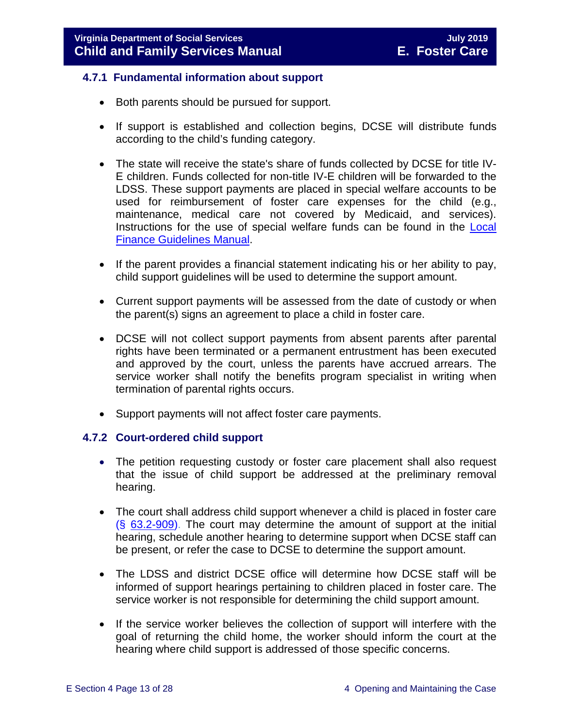### 4.7.1 Fundamental information about support

- Both parents should be pursued for support.
- If support is established and collection begins, DCSE will distribute funds according to the child's funding category.
- The state will receive the state's share of funds collected by DCSE for title IV-E children. Funds collected for non-title IV-E children will be forwarded to the LDSS. These support payments are placed in special welfare accounts to be used for reimbursement of foster care expenses for the child (e.g., maintenance, medical care not covered by Medicaid, and services). Instructions for the use of special welfare funds can be found in the Local Finance Guidelines Manual.
- If the parent provides a financial statement indicating his or her ability to pay, child support guidelines will be used to determine the support amount.
- Current support payments will be assessed from the date of custody or when the parent(s) signs an agreement to place a child in foster care.
- DCSE will not collect support payments from absent parents after parental rights have been terminated or a permanent entrustment has been executed and approved by the court, unless the parents have accrued arrears. The service worker shall notify the benefits program specialist in writing when termination of parental rights occurs.
- Support payments will not affect foster care payments.

### 4.7.2 Court-ordered child support

- The petition requesting custody or foster care placement shall also request that the issue of child support be addressed at the preliminary removal hearing.
- The court shall address child support whenever a child is placed in foster care (§ 63.2-909). The court may determine the amount of support at the initial hearing, schedule another hearing to determine support when DCSE staff can be present, or refer the case to DCSE to determine the support amount.
- The LDSS and district DCSE office will determine how DCSE staff will be informed of support hearings pertaining to children placed in foster care. The service worker is not responsible for determining the child support amount.
- If the service worker believes the collection of support will interfere with the goal of returning the child home, the worker should inform the court at the hearing where child support is addressed of those specific concerns.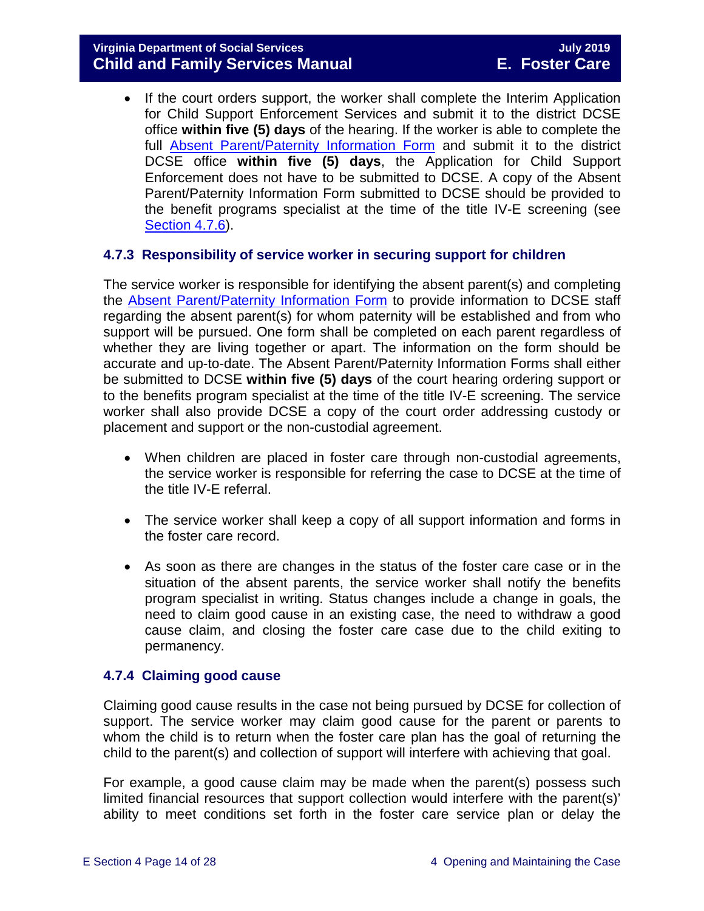- If the court orders support, the worker shall complete the Interim Application for Child Support Enforcement Services and submit it to the district DCSE office **within five (5) days** of the hearing. If the worker is able to complete the full Absent Parent/Paternity Information Form and submit it to the district DCSE office **within five (5) days**, the Application for Child Support Enforcement does not have to be submitted to DCSE. A copy of the Absent Parent/Paternity Information Form submitted to DCSE should be provided to the benefit programs specialist at the time of the title IV-E screening (see Section 4.7.6).

### 4.7.3 Responsibility of service worker in securing support for children

The service worker is responsible for identifying the absent parent(s) and completing the Absent Parent/Paternity Information Form to provide information to DCSE staff regarding the absent parent(s) for whom paternity will be established and from who support will be pursued. One form shall be completed on each parent regardless of whether they are living together or apart. The information on the form should be accurate and up-to-date. The Absent Parent/Paternity Information Forms shall either be submitted to DCSE **within five (5) days** of the court hearing ordering support or to the benefits program specialist at the time of the title IV-E screening. The service worker shall also provide DCSE a copy of the court order addressing custody or placement and support or the non-custodial agreement.

- When children are placed in foster care through non-custodial agreements, the service worker is responsible for referring the case to DCSE at the time of the title IV-E referral.

- The service worker shall keep a copy of all support information and forms in the foster care record.

- As soon as there are changes in the status of the foster care case or in the situation of the absent parents, the service worker shall notify the benefits program specialist in writing. Status changes include a change in goals, the need to claim good cause in an existing case, the need to withdraw a good cause claim, and closing the foster care case due to the child exiting to permanency.

### 4.7.4 Claiming good cause

Claiming good cause results in the case not being pursued by DCSE for collection of support. The service worker may claim good cause for the parent or parents to whom the child is to return when the foster care plan has the goal of returning the child to the parent(s) and collection of support will interfere with achieving that goal.

For example, a good cause claim may be made when the parent(s) possess such limited financial resources that support collection would interfere with the parent(s)' ability to meet conditions set forth in the foster care service plan or delay the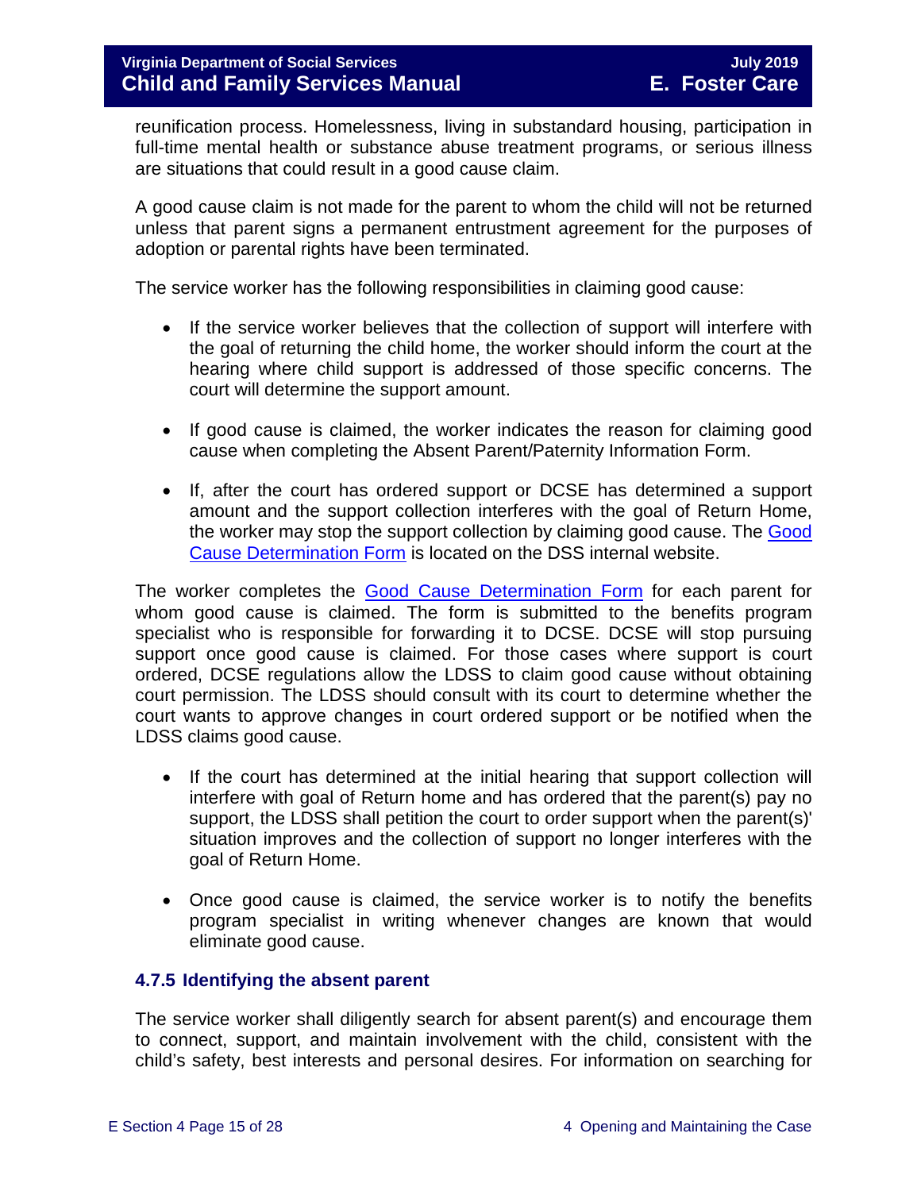reunification process. Homelessness, living in substandard housing, participation in full-time mental health or substance abuse treatment programs, or serious illness are situations that could result in a good cause claim.

A good cause claim is not made for the parent to whom the child will not be returned unless that parent signs a permanent entrustment agreement for the purposes of adoption or parental rights have been terminated.

The service worker has the following responsibilities in claiming good cause:

- If the service worker believes that the collection of support will interfere with the goal of returning the child home, the worker should inform the court at the hearing where child support is addressed of those specific concerns. The court will determine the support amount.
- If good cause is claimed, the worker indicates the reason for claiming good cause when completing the Absent Parent/Paternity Information Form.
- If, after the court has ordered support or DCSE has determined a support amount and the support collection interferes with the goal of Return Home, the worker may stop the support collection by claiming good cause. The Good Cause Determination Form is located on the DSS internal website.

The worker completes the Good Cause Determination Form for each parent for whom good cause is claimed. The form is submitted to the benefits program specialist who is responsible for forwarding it to DCSE. DCSE will stop pursuing support once good cause is claimed. For those cases where support is court ordered, DCSE regulations allow the LDSS to claim good cause without obtaining court permission. The LDSS should consult with its court to determine whether the court wants to approve changes in court ordered support or be notified when the LDSS claims good cause.

- If the court has determined at the initial hearing that support collection will interfere with goal of Return home and has ordered that the parent(s) pay no support, the LDSS shall petition the court to order support when the parent(s)' situation improves and the collection of support no longer interferes with the goal of Return Home.
- Once good cause is claimed, the service worker is to notify the benefits program specialist in writing whenever changes are known that would eliminate good cause.

### 4.7.5 Identifying the absent parent

The service worker shall diligently search for absent parent(s) and encourage them to connect, support, and maintain involvement with the child, consistent with the child's safety, best interests and personal desires. For information on searching for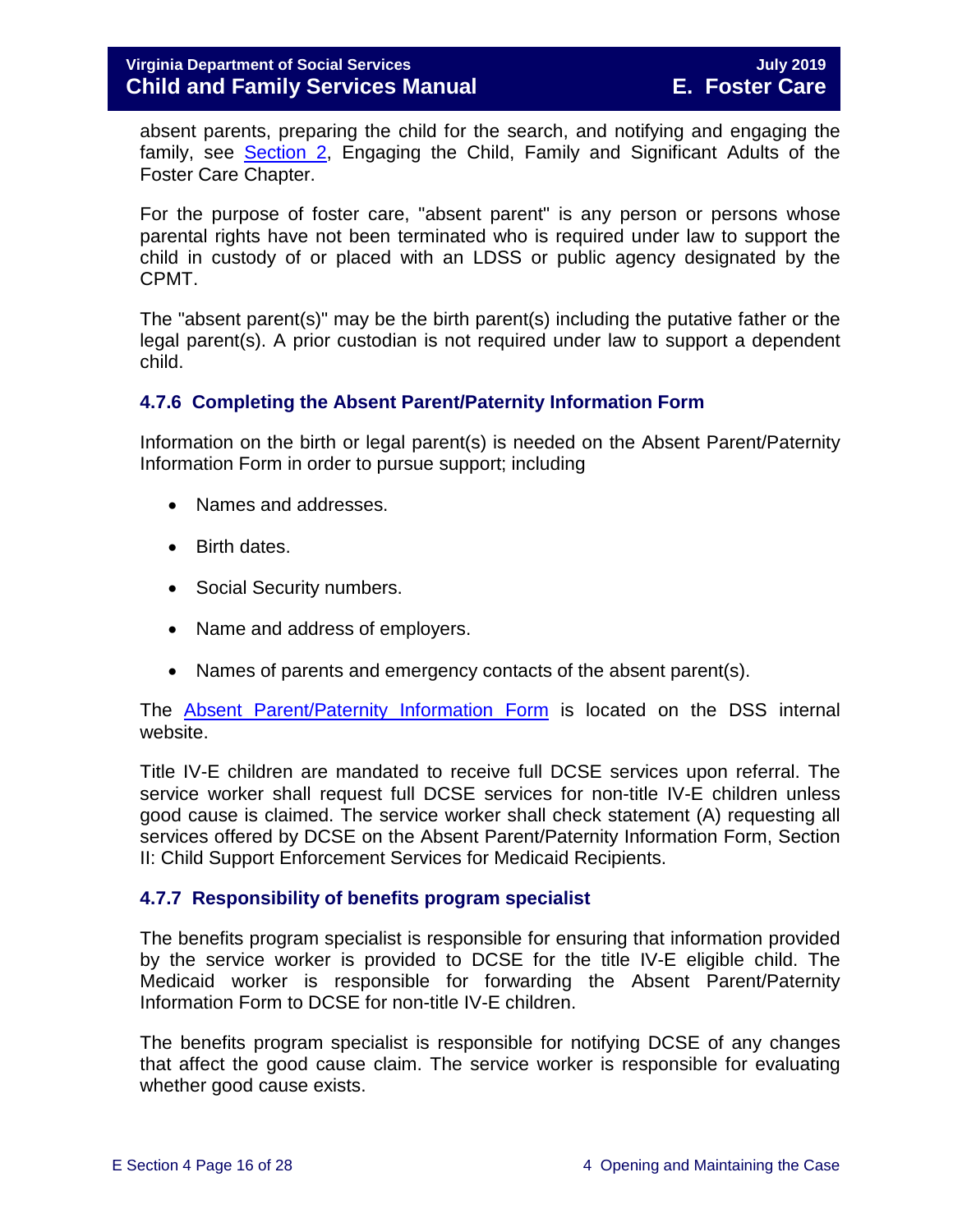absent parents, preparing the child for the search, and notifying and engaging the family, see Section 2, Engaging the Child, Family and Significant Adults of the Foster Care Chapter.

For the purpose of foster care, "absent parent" is any person or persons whose parental rights have not been terminated who is required under law to support the child in custody of or placed with an LDSS or public agency designated by the CPMT.

The "absent parent(s)" may be the birth parent(s) including the putative father or the legal parent(s). A prior custodian is not required under law to support a dependent child.

### 4.7.6 Completing the Absent Parent/Paternity Information Form

Information on the birth or legal parent(s) is needed on the Absent Parent/Paternity Information Form in order to pursue support; including

- Names and addresses.
- Birth dates.
- Social Security numbers.
- Name and address of employers.
- Names of parents and emergency contacts of the absent parent(s).

The Absent Parent/Paternity Information Form is located on the DSS internal website.

Title IV-E children are mandated to receive full DCSE services upon referral. The service worker shall request full DCSE services for non-title IV-E children unless good cause is claimed. The service worker shall check statement (A) requesting all services offered by DCSE on the Absent Parent/Paternity Information Form, Section II: Child Support Enforcement Services for Medicaid Recipients.

### 4.7.7 Responsibility of benefits program specialist

The benefits program specialist is responsible for ensuring that information provided by the service worker is provided to DCSE for the title IV-E eligible child. The Medicaid worker is responsible for forwarding the Absent Parent/Paternity Information Form to DCSE for non-title IV-E children.

The benefits program specialist is responsible for notifying DCSE of any changes that affect the good cause claim. The service worker is responsible for evaluating whether good cause exists.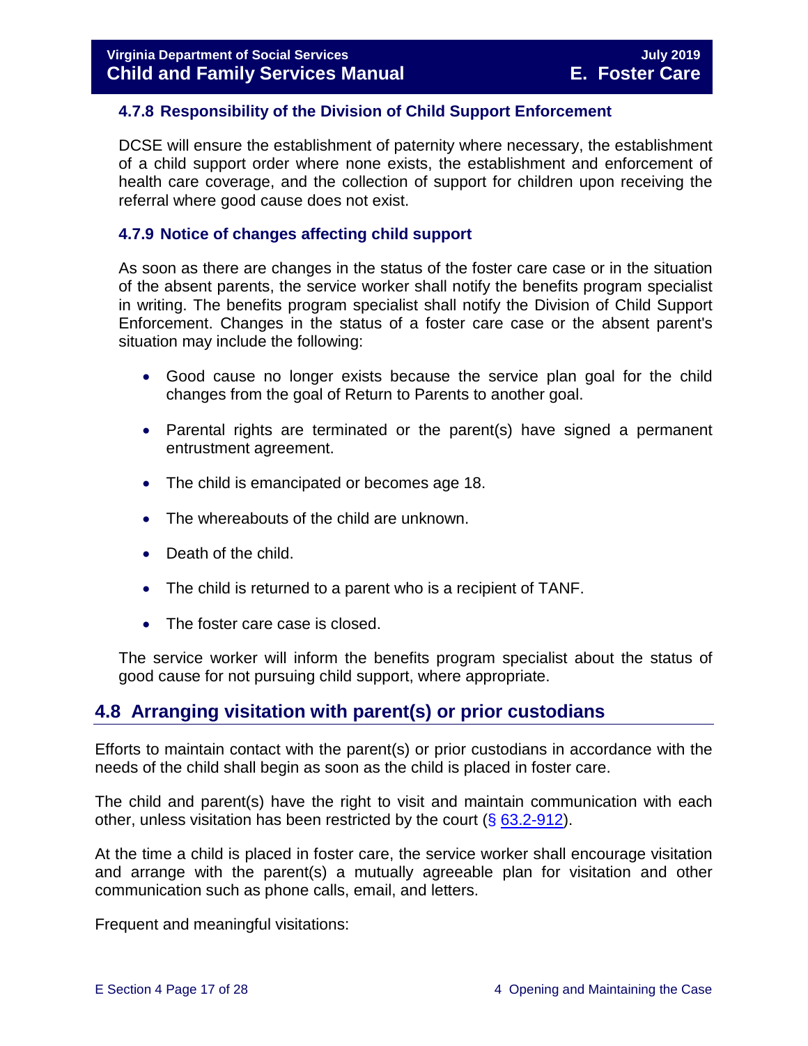### 4.7.8 Responsibility of the Division of Child Support Enforcement

DCSE will ensure the establishment of paternity where necessary, the establishment of a child support order where none exists, the establishment and enforcement of health care coverage, and the collection of support for children upon receiving the referral where good cause does not exist.

### 4.7.9 Notice of changes affecting child support

As soon as there are changes in the status of the foster care case or in the situation of the absent parents, the service worker shall notify the benefits program specialist in writing. The benefits program specialist shall notify the Division of Child Support Enforcement. Changes in the status of a foster care case or the absent parent's situation may include the following:

- Good cause no longer exists because the service plan goal for the child changes from the goal of Return to Parents to another goal.
- Parental rights are terminated or the parent(s) have signed a permanent entrustment agreement.
- The child is emancipated or becomes age 18.
- The whereabouts of the child are unknown.
- Death of the child.
- The child is returned to a parent who is a recipient of TANF.
- The foster care case is closed.

The service worker will inform the benefits program specialist about the status of good cause for not pursuing child support, where appropriate.

## 4.8 Arranging visitation with parent(s) or prior custodians

Efforts to maintain contact with the parent(s) or prior custodians in accordance with the needs of the child shall begin as soon as the child is placed in foster care.

The child and parent(s) have the right to visit and maintain communication with each other, unless visitation has been restricted by the court (§ 63.2-912).

At the time a child is placed in foster care, the service worker shall encourage visitation and arrange with the parent(s) a mutually agreeable plan for visitation and other communication such as phone calls, email, and letters.

Frequent and meaningful visitations: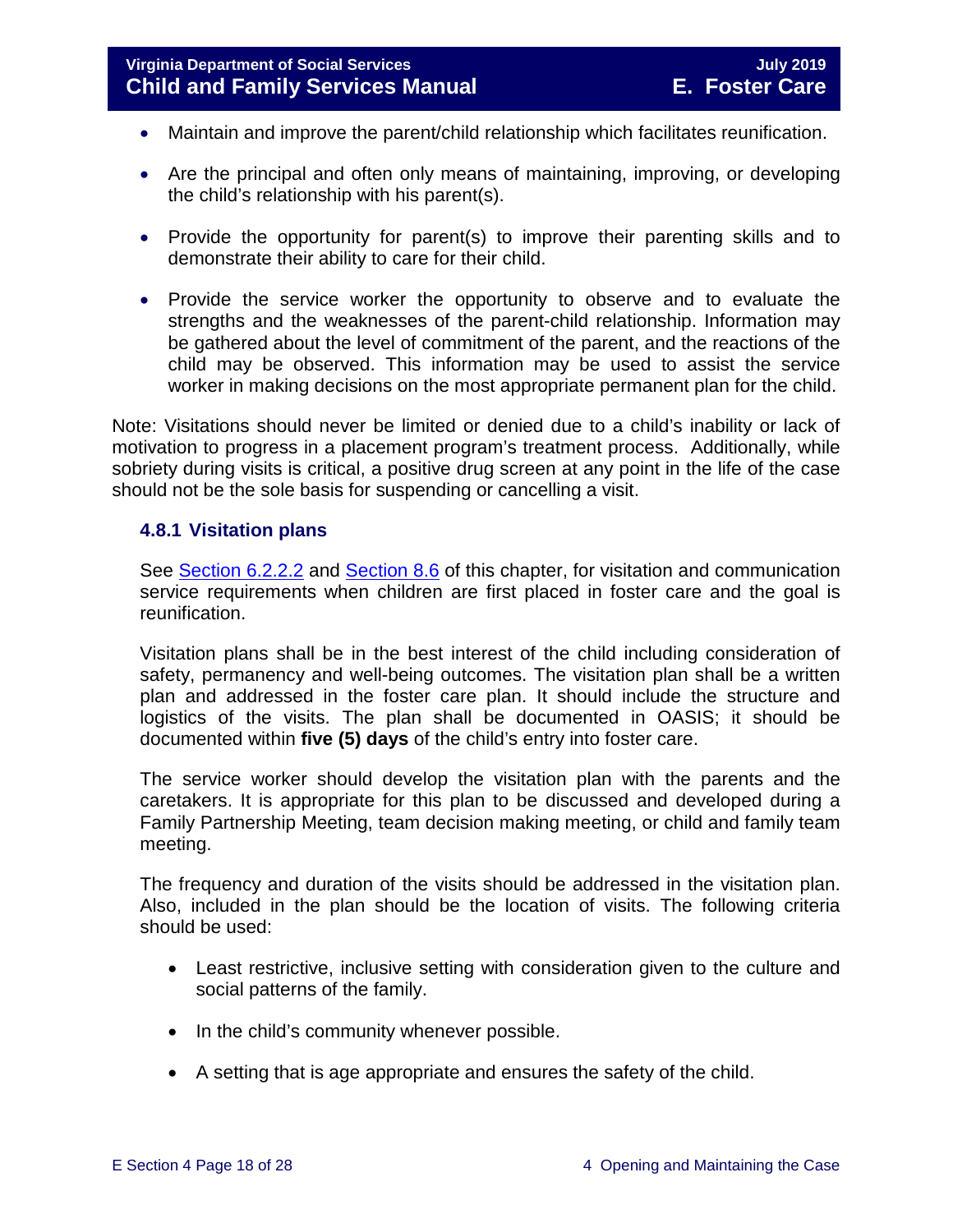- Maintain and improve the parent/child relationship which facilitates reunification.
- Are the principal and often only means of maintaining, improving, or developing the child's relationship with his parent(s).
- Provide the opportunity for parent(s) to improve their parenting skills and to demonstrate their ability to care for their child.
- Provide the service worker the opportunity to observe and to evaluate the strengths and the weaknesses of the parent-child relationship. Information may be gathered about the level of commitment of the parent, and the reactions of the child may be observed. This information may be used to assist the service worker in making decisions on the most appropriate permanent plan for the child.

Note: Visitations should never be limited or denied due to a child's inability or lack of motivation to progress in a placement program's treatment process. Additionally, while sobriety during visits is critical, a positive drug screen at any point in the life of the case should not be the sole basis for suspending or cancelling a visit.

### 4.8.1 Visitation plans

See Section 6.2.2.2 and Section 8.6 of this chapter, for visitation and communication service requirements when children are first placed in foster care and the goal is reunification.

Visitation plans shall be in the best interest of the child including consideration of safety, permanency and well-being outcomes. The visitation plan shall be a written plan and addressed in the foster care plan. It should include the structure and logistics of the visits. The plan shall be documented in OASIS; it should be documented within **five (5) days** of the child's entry into foster care.

The service worker should develop the visitation plan with the parents and the caretakers. It is appropriate for this plan to be discussed and developed during a Family Partnership Meeting, team decision making meeting, or child and family team meeting.

The frequency and duration of the visits should be addressed in the visitation plan. Also, included in the plan should be the location of visits. The following criteria should be used:

- Least restrictive, inclusive setting with consideration given to the culture and social patterns of the family.
- In the child's community whenever possible.
- A setting that is age appropriate and ensures the safety of the child.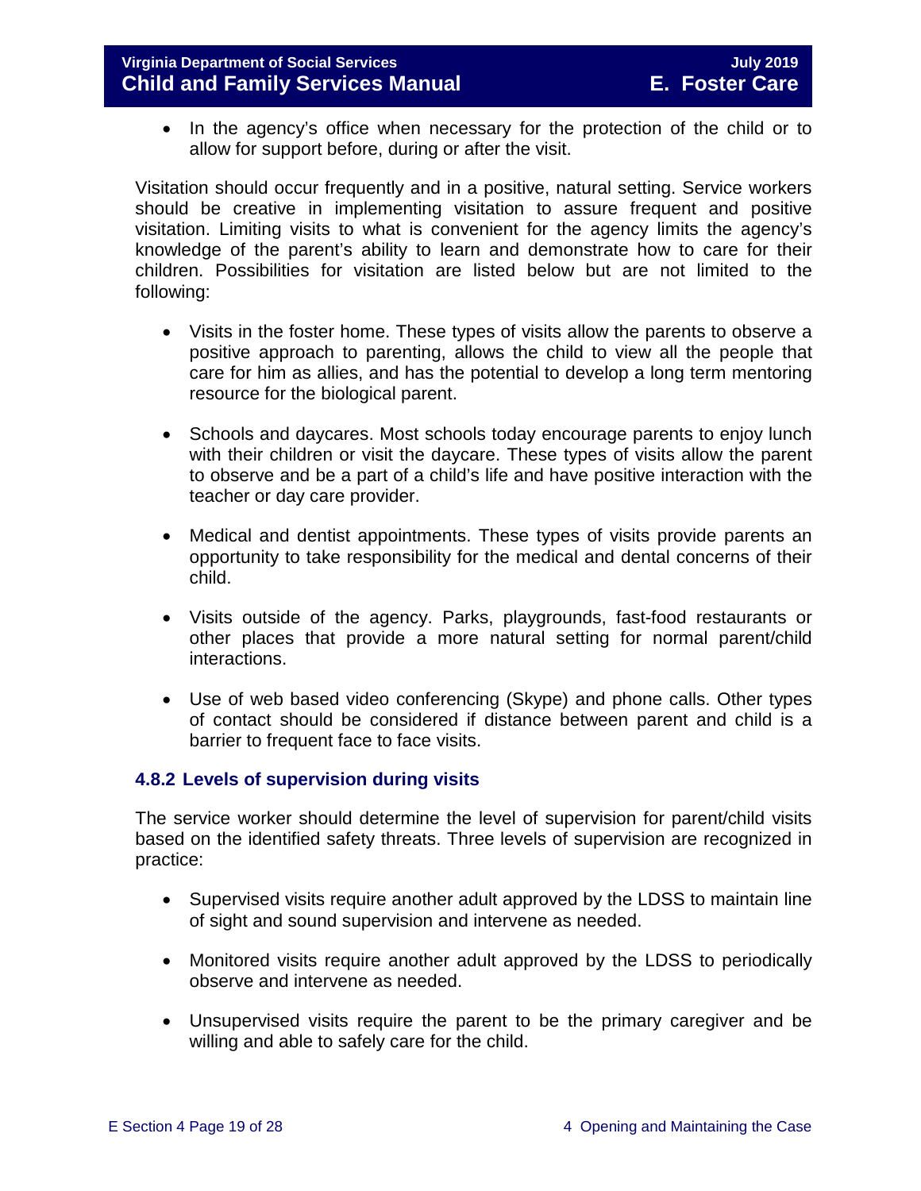- In the agency's office when necessary for the protection of the child or to allow for support before, during or after the visit.

Visitation should occur frequently and in a positive, natural setting. Service workers should be creative in implementing visitation to assure frequent and positive visitation. Limiting visits to what is convenient for the agency limits the agency's knowledge of the parent's ability to learn and demonstrate how to care for their children. Possibilities for visitation are listed below but are not limited to the following:

- Visits in the foster home. These types of visits allow the parents to observe a positive approach to parenting, allows the child to view all the people that care for him as allies, and has the potential to develop a long term mentoring resource for the biological parent.

- Schools and daycares. Most schools today encourage parents to enjoy lunch with their children or visit the daycare. These types of visits allow the parent to observe and be a part of a child's life and have positive interaction with the teacher or day care provider.

- Medical and dentist appointments. These types of visits provide parents an opportunity to take responsibility for the medical and dental concerns of their child.

- Visits outside of the agency. Parks, playgrounds, fast-food restaurants or other places that provide a more natural setting for normal parent/child interactions.

- Use of web based video conferencing (Skype) and phone calls. Other types of contact should be considered if distance between parent and child is a barrier to frequent face to face visits.

### 4.8.2 Levels of supervision during visits

The service worker should determine the level of supervision for parent/child visits based on the identified safety threats. Three levels of supervision are recognized in practice:

- Supervised visits require another adult approved by the LDSS to maintain line of sight and sound supervision and intervene as needed.

- Monitored visits require another adult approved by the LDSS to periodically observe and intervene as needed.

- Unsupervised visits require the parent to be the primary caregiver and be willing and able to safely care for the child.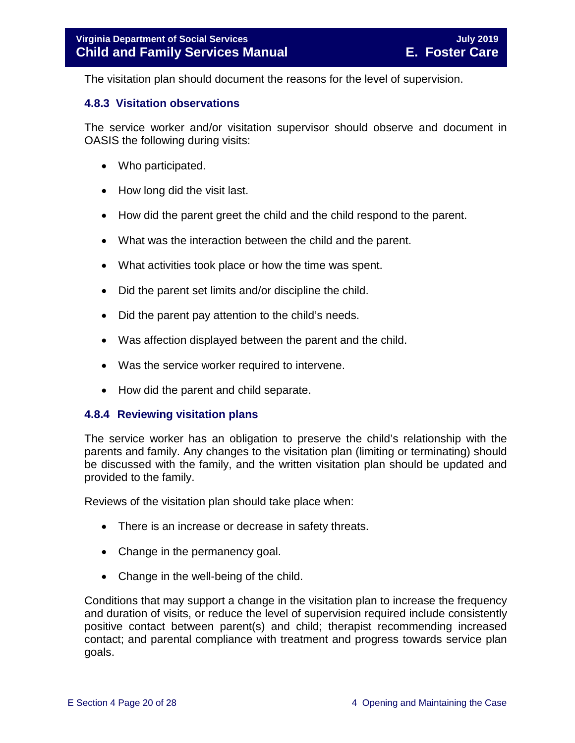The visitation plan should document the reasons for the level of supervision.

### 4.8.3 Visitation observations

The service worker and/or visitation supervisor should observe and document in OASIS the following during visits:

- Who participated.
- How long did the visit last.
- How did the parent greet the child and the child respond to the parent.
- What was the interaction between the child and the parent.
- What activities took place or how the time was spent.
- Did the parent set limits and/or discipline the child.
- Did the parent pay attention to the child's needs.
- Was affection displayed between the parent and the child.
- Was the service worker required to intervene.
- How did the parent and child separate.

### 4.8.4 Reviewing visitation plans

The service worker has an obligation to preserve the child's relationship with the parents and family. Any changes to the visitation plan (limiting or terminating) should be discussed with the family, and the written visitation plan should be updated and provided to the family.

Reviews of the visitation plan should take place when:

- There is an increase or decrease in safety threats.
- Change in the permanency goal.
- Change in the well-being of the child.

Conditions that may support a change in the visitation plan to increase the frequency and duration of visits, or reduce the level of supervision required include consistently positive contact between parent(s) and child; therapist recommending increased contact; and parental compliance with treatment and progress towards service plan goals.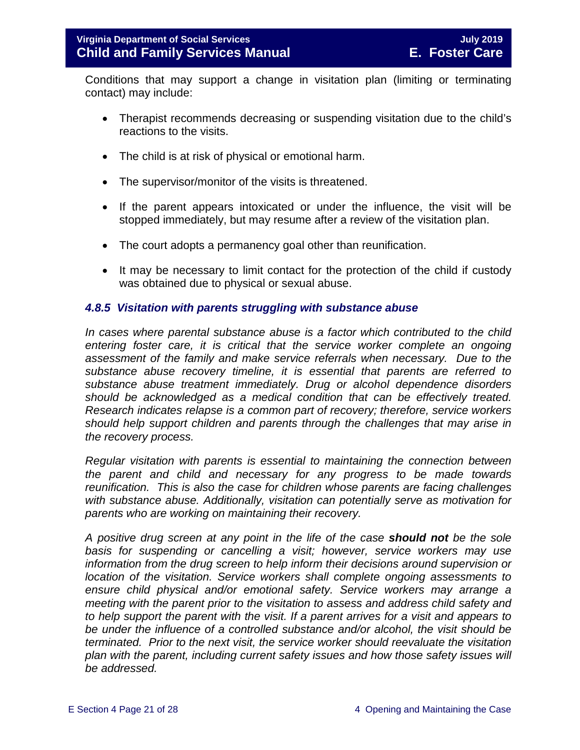Conditions that may support a change in visitation plan (limiting or terminating contact) may include:

- Therapist recommends decreasing or suspending visitation due to the child's reactions to the visits.
- The child is at risk of physical or emotional harm.
- The supervisor/monitor of the visits is threatened.
- If the parent appears intoxicated or under the influence, the visit will be stopped immediately, but may resume after a review of the visitation plan.
- The court adopts a permanency goal other than reunification.
- It may be necessary to limit contact for the protection of the child if custody was obtained due to physical or sexual abuse.

### *4.8.5 Visitation with parents struggling with substance abuse*

*In cases where parental substance abuse is a factor which contributed to the child entering foster care, it is critical that the service worker complete an ongoing assessment of the family and make service referrals when necessary. Due to the substance abuse recovery timeline, it is essential that parents are referred to substance abuse treatment immediately. Drug or alcohol dependence disorders should be acknowledged as a medical condition that can be effectively treated. Research indicates relapse is a common part of recovery; therefore, service workers should help support children and parents through the challenges that may arise in the recovery process.*

*Regular visitation with parents is essential to maintaining the connection between the parent and child and necessary for any progress to be made towards reunification. This is also the case for children whose parents are facing challenges with substance abuse. Additionally, visitation can potentially serve as motivation for parents who are working on maintaining their recovery.*

*A positive drug screen at any point in the life of the case **should not** be the sole basis for suspending or cancelling a visit; however, service workers may use information from the drug screen to help inform their decisions around supervision or location of the visitation. Service workers shall complete ongoing assessments to ensure child physical and/or emotional safety. Service workers may arrange a meeting with the parent prior to the visitation to assess and address child safety and to help support the parent with the visit. If a parent arrives for a visit and appears to be under the influence of a controlled substance and/or alcohol, the visit should be terminated. Prior to the next visit, the service worker should reevaluate the visitation plan with the parent, including current safety issues and how those safety issues will be addressed.*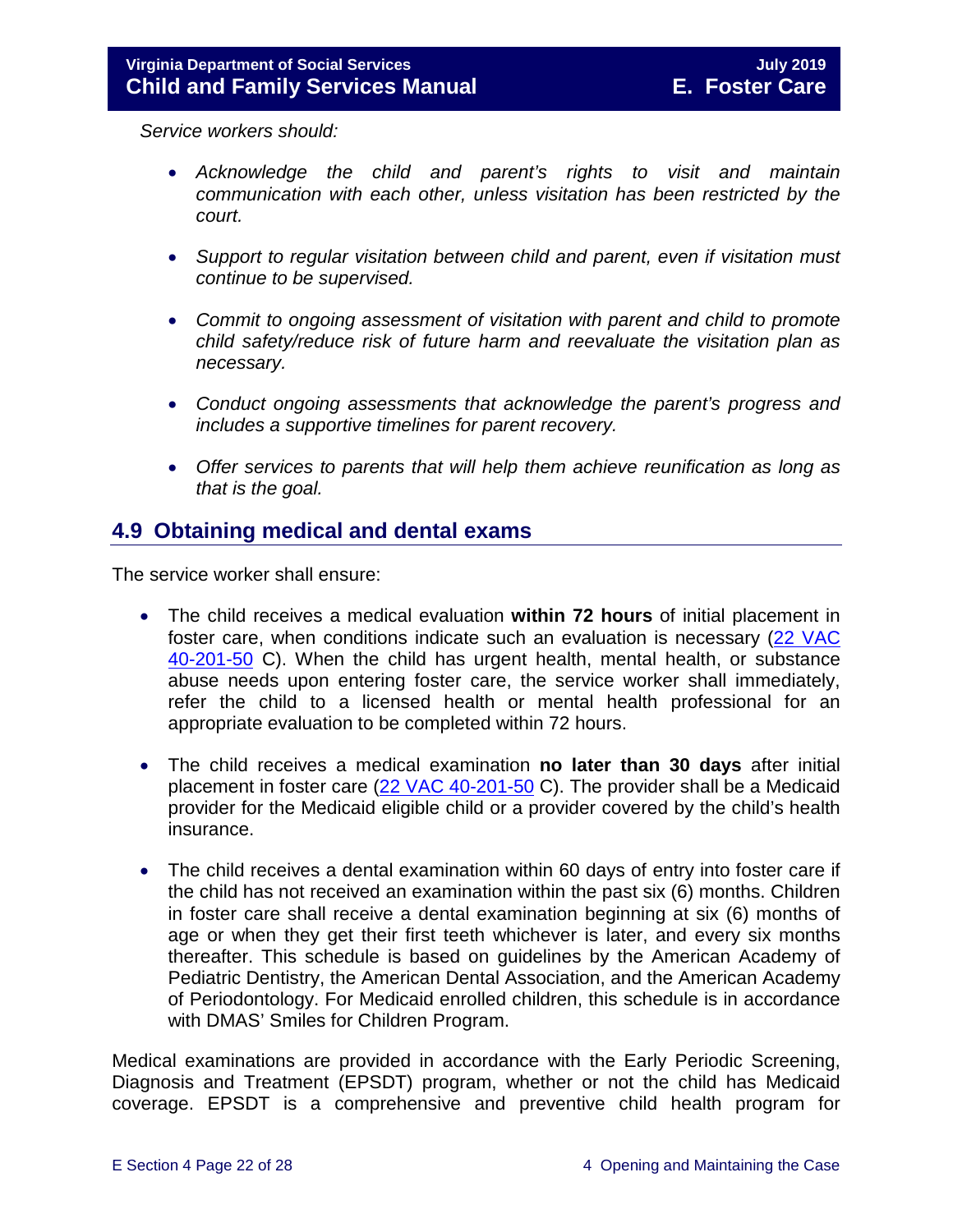*Service workers should:*

- *Acknowledge the child and parent's rights to visit and maintain communication with each other, unless visitation has been restricted by the court.*
- *Support to regular visitation between child and parent, even if visitation must continue to be supervised.*
- *Commit to ongoing assessment of visitation with parent and child to promote child safety/reduce risk of future harm and reevaluate the visitation plan as necessary.*
- *Conduct ongoing assessments that acknowledge the parent's progress and includes a supportive timelines for parent recovery.*
- *Offer services to parents that will help them achieve reunification as long as that is the goal.*

## 4.9 Obtaining medical and dental exams

The service worker shall ensure:

- The child receives a medical evaluation **within 72 hours** of initial placement in foster care, when conditions indicate such an evaluation is necessary ([22 VAC 40-201-50](#) C). When the child has urgent health, mental health, or substance abuse needs upon entering foster care, the service worker shall immediately, refer the child to a licensed health or mental health professional for an appropriate evaluation to be completed within 72 hours.
- The child receives a medical examination **no later than 30 days** after initial placement in foster care ([22 VAC 40-201-50](#) C). The provider shall be a Medicaid provider for the Medicaid eligible child or a provider covered by the child's health insurance.
- The child receives a dental examination within 60 days of entry into foster care if the child has not received an examination within the past six (6) months. Children in foster care shall receive a dental examination beginning at six (6) months of age or when they get their first teeth whichever is later, and every six months thereafter. This schedule is based on guidelines by the American Academy of Pediatric Dentistry, the American Dental Association, and the American Academy of Periodontology. For Medicaid enrolled children, this schedule is in accordance with DMAS' Smiles for Children Program.

Medical examinations are provided in accordance with the Early Periodic Screening, Diagnosis and Treatment (EPSDT) program, whether or not the child has Medicaid coverage. EPSDT is a comprehensive and preventive child health program for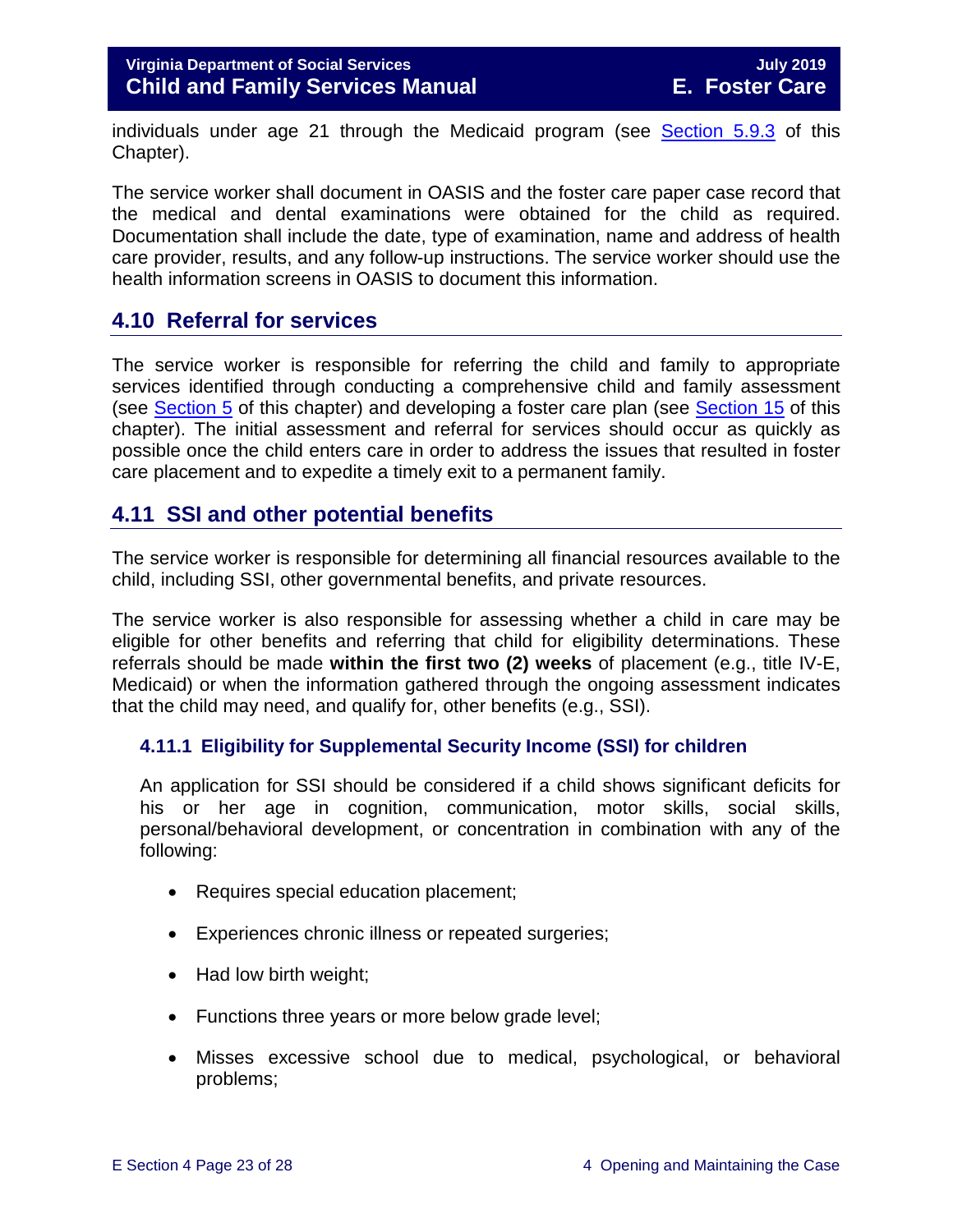individuals under age 21 through the Medicaid program (see Section 5.9.3 of this Chapter).

The service worker shall document in OASIS and the foster care paper case record that the medical and dental examinations were obtained for the child as required. Documentation shall include the date, type of examination, name and address of health care provider, results, and any follow-up instructions. The service worker should use the health information screens in OASIS to document this information.

## 4.10 Referral for services

The service worker is responsible for referring the child and family to appropriate services identified through conducting a comprehensive child and family assessment (see Section 5 of this chapter) and developing a foster care plan (see Section 15 of this chapter). The initial assessment and referral for services should occur as quickly as possible once the child enters care in order to address the issues that resulted in foster care placement and to expedite a timely exit to a permanent family.

## 4.11 SSI and other potential benefits

The service worker is responsible for determining all financial resources available to the child, including SSI, other governmental benefits, and private resources.

The service worker is also responsible for assessing whether a child in care may be eligible for other benefits and referring that child for eligibility determinations. These referrals should be made **within the first two (2) weeks** of placement (e.g., title IV-E, Medicaid) or when the information gathered through the ongoing assessment indicates that the child may need, and qualify for, other benefits (e.g., SSI).

### 4.11.1 Eligibility for Supplemental Security Income (SSI) for children

An application for SSI should be considered if a child shows significant deficits for his or her age in cognition, communication, motor skills, social skills, personal/behavioral development, or concentration in combination with any of the following:

- Requires special education placement;
- Experiences chronic illness or repeated surgeries;
- Had low birth weight;
- Functions three years or more below grade level;
- Misses excessive school due to medical, psychological, or behavioral problems;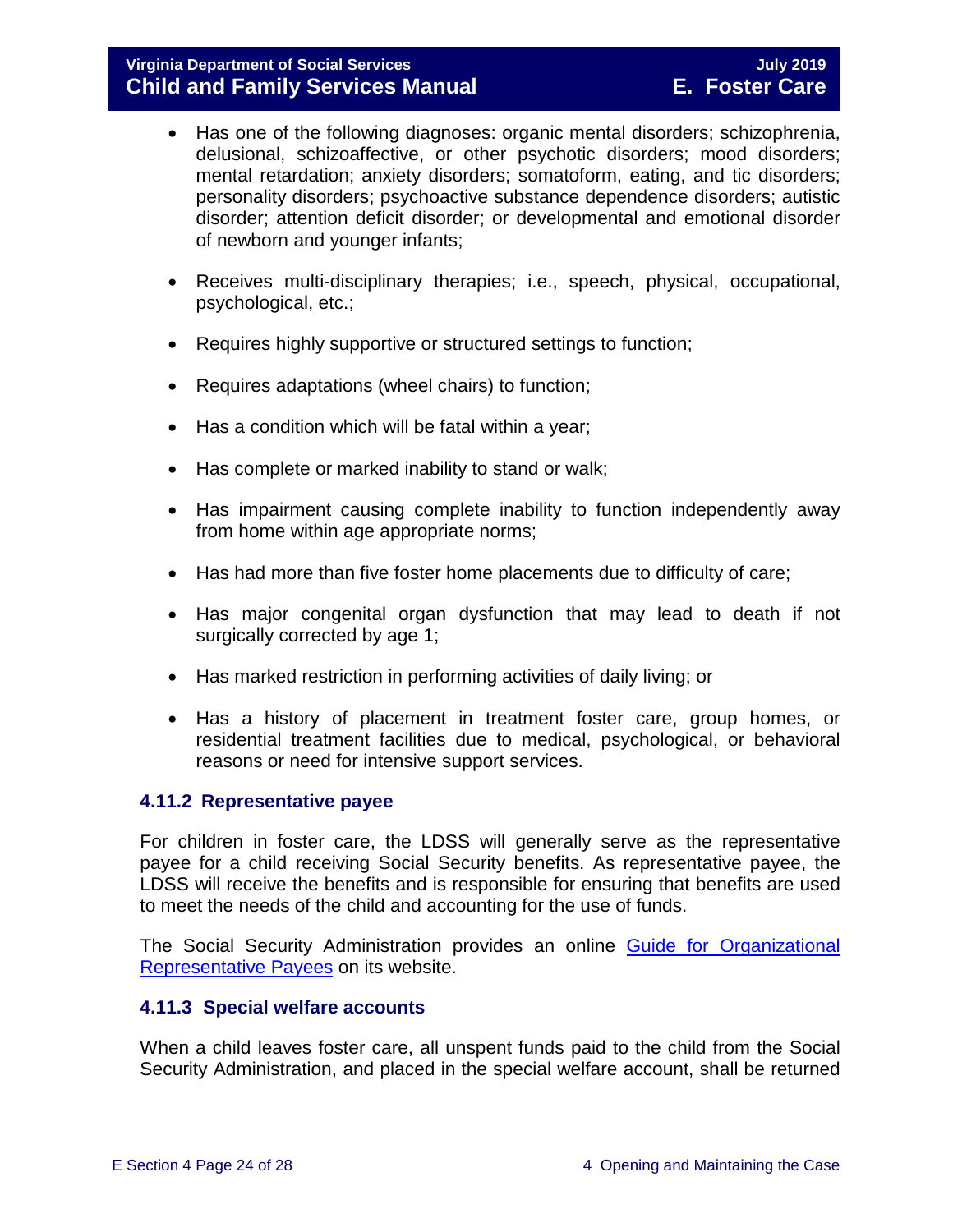- Has one of the following diagnoses: organic mental disorders; schizophrenia, delusional, schizoaffective, or other psychotic disorders; mood disorders; mental retardation; anxiety disorders; somatoform, eating, and tic disorders; personality disorders; psychoactive substance dependence disorders; autistic disorder; attention deficit disorder; or developmental and emotional disorder of newborn and younger infants;
- Receives multi-disciplinary therapies; i.e., speech, physical, occupational, psychological, etc.;
- Requires highly supportive or structured settings to function;
- Requires adaptations (wheel chairs) to function;
- Has a condition which will be fatal within a year;
- Has complete or marked inability to stand or walk;
- Has impairment causing complete inability to function independently away from home within age appropriate norms;
- Has had more than five foster home placements due to difficulty of care;
- Has major congenital organ dysfunction that may lead to death if not surgically corrected by age 1;
- Has marked restriction in performing activities of daily living; or
- Has a history of placement in treatment foster care, group homes, or residential treatment facilities due to medical, psychological, or behavioral reasons or need for intensive support services.

### 4.11.2 Representative payee

For children in foster care, the LDSS will generally serve as the representative payee for a child receiving Social Security benefits. As representative payee, the LDSS will receive the benefits and is responsible for ensuring that benefits are used to meet the needs of the child and accounting for the use of funds.

The Social Security Administration provides an online Guide for Organizational Representative Payees on its website.

### 4.11.3 Special welfare accounts

When a child leaves foster care, all unspent funds paid to the child from the Social Security Administration, and placed in the special welfare account, shall be returned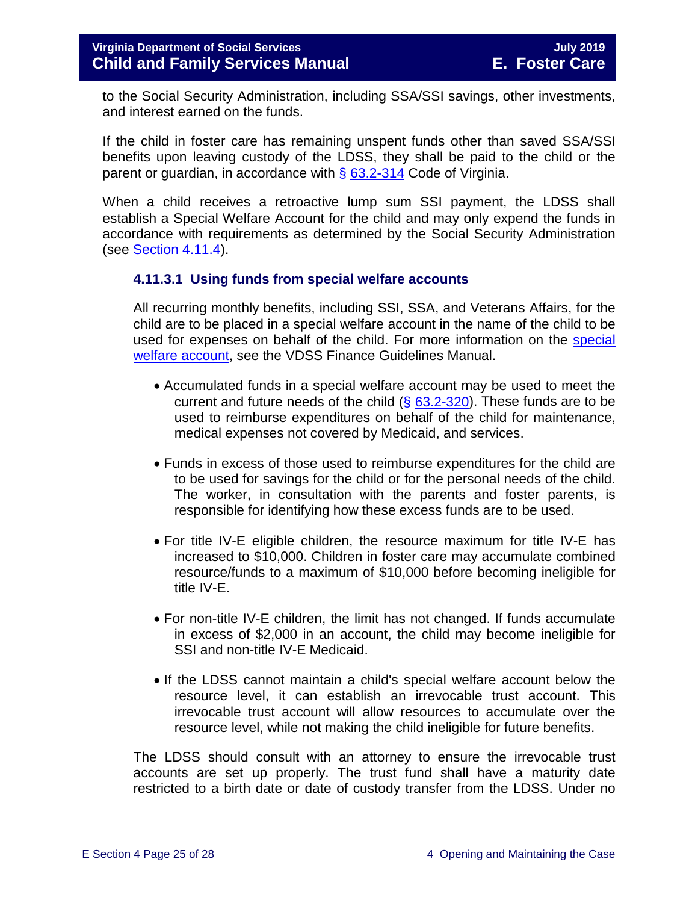to the Social Security Administration, including SSA/SSI savings, other investments, and interest earned on the funds.

If the child in foster care has remaining unspent funds other than saved SSA/SSI benefits upon leaving custody of the LDSS, they shall be paid to the child or the parent or guardian, in accordance with § 63.2-314 Code of Virginia.

When a child receives a retroactive lump sum SSI payment, the LDSS shall establish a Special Welfare Account for the child and may only expend the funds in accordance with requirements as determined by the Social Security Administration (see Section 4.11.4).

#### 4.11.3.1 Using funds from special welfare accounts

All recurring monthly benefits, including SSI, SSA, and Veterans Affairs, for the child are to be placed in a special welfare account in the name of the child to be used for expenses on behalf of the child. For more information on the special welfare account, see the VDSS Finance Guidelines Manual.

- Accumulated funds in a special welfare account may be used to meet the current and future needs of the child (§ 63.2-320). These funds are to be used to reimburse expenditures on behalf of the child for maintenance, medical expenses not covered by Medicaid, and services.
- Funds in excess of those used to reimburse expenditures for the child are to be used for savings for the child or for the personal needs of the child. The worker, in consultation with the parents and foster parents, is responsible for identifying how these excess funds are to be used.
- For title IV-E eligible children, the resource maximum for title IV-E has increased to $10,000. Children in foster care may accumulate combined resource/funds to a maximum of $10,000 before becoming ineligible for title IV-E.
- For non-title IV-E children, the limit has not changed. If funds accumulate in excess of $2,000 in an account, the child may become ineligible for SSI and non-title IV-E Medicaid.
- If the LDSS cannot maintain a child's special welfare account below the resource level, it can establish an irrevocable trust account. This irrevocable trust account will allow resources to accumulate over the resource level, while not making the child ineligible for future benefits.

The LDSS should consult with an attorney to ensure the irrevocable trust accounts are set up properly. The trust fund shall have a maturity date restricted to a birth date or date of custody transfer from the LDSS. Under no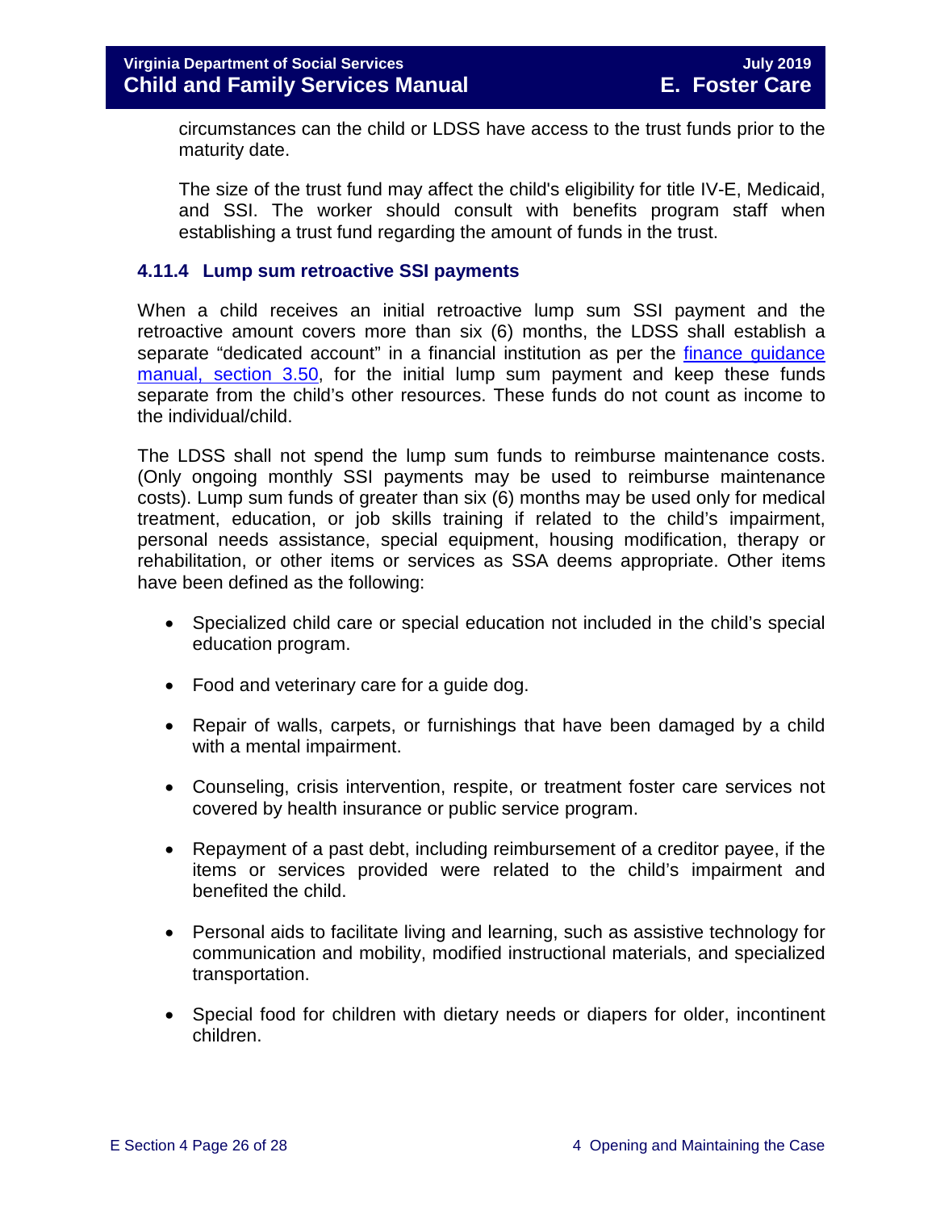circumstances can the child or LDSS have access to the trust funds prior to the maturity date.

The size of the trust fund may affect the child's eligibility for title IV-E, Medicaid, and SSI. The worker should consult with benefits program staff when establishing a trust fund regarding the amount of funds in the trust.

### 4.11.4 Lump sum retroactive SSI payments

When a child receives an initial retroactive lump sum SSI payment and the retroactive amount covers more than six (6) months, the LDSS shall establish a separate "dedicated account" in a financial institution as per the finance guidance manual, section 3.50, for the initial lump sum payment and keep these funds separate from the child's other resources. These funds do not count as income to the individual/child.

The LDSS shall not spend the lump sum funds to reimburse maintenance costs. (Only ongoing monthly SSI payments may be used to reimburse maintenance costs). Lump sum funds of greater than six (6) months may be used only for medical treatment, education, or job skills training if related to the child's impairment, personal needs assistance, special equipment, housing modification, therapy or rehabilitation, or other items or services as SSA deems appropriate. Other items have been defined as the following:

- Specialized child care or special education not included in the child's special education program.
- Food and veterinary care for a guide dog.
- Repair of walls, carpets, or furnishings that have been damaged by a child with a mental impairment.
- Counseling, crisis intervention, respite, or treatment foster care services not covered by health insurance or public service program.
- Repayment of a past debt, including reimbursement of a creditor payee, if the items or services provided were related to the child's impairment and benefited the child.
- Personal aids to facilitate living and learning, such as assistive technology for communication and mobility, modified instructional materials, and specialized transportation.
- Special food for children with dietary needs or diapers for older, incontinent children.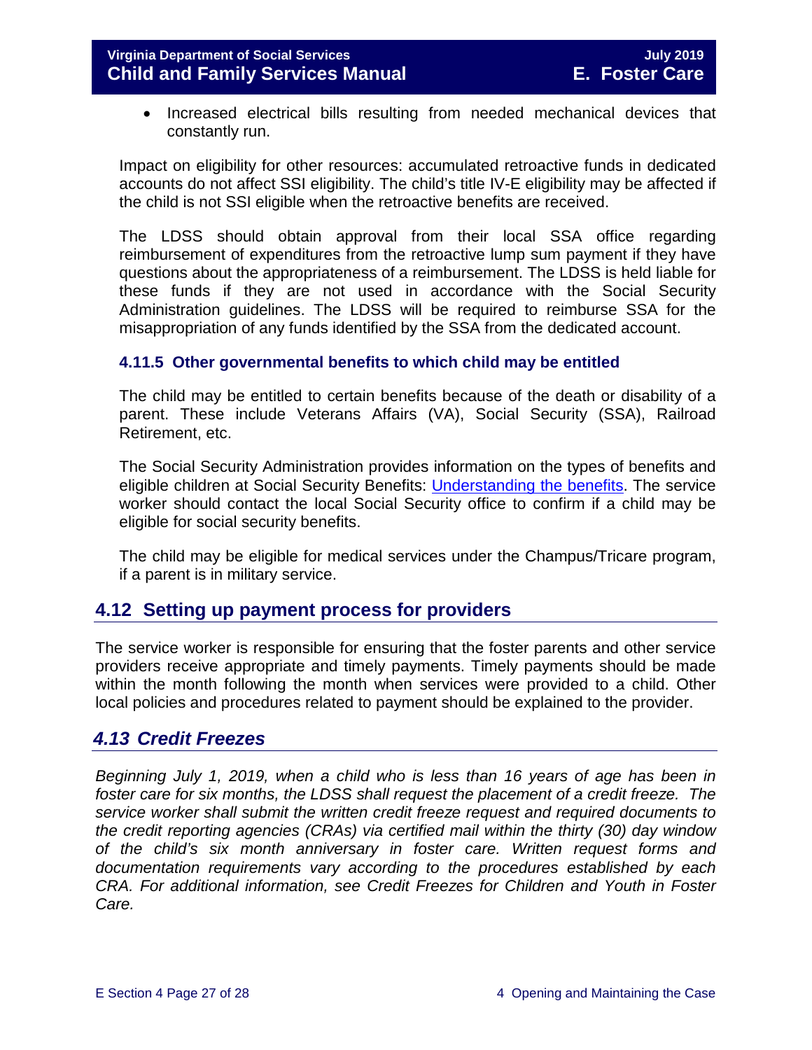- Increased electrical bills resulting from needed mechanical devices that constantly run.

Impact on eligibility for other resources: accumulated retroactive funds in dedicated accounts do not affect SSI eligibility. The child's title IV-E eligibility may be affected if the child is not SSI eligible when the retroactive benefits are received.

The LDSS should obtain approval from their local SSA office regarding reimbursement of expenditures from the retroactive lump sum payment if they have questions about the appropriateness of a reimbursement. The LDSS is held liable for these funds if they are not used in accordance with the Social Security Administration guidelines. The LDSS will be required to reimburse SSA for the misappropriation of any funds identified by the SSA from the dedicated account.

### 4.11.5 Other governmental benefits to which child may be entitled

The child may be entitled to certain benefits because of the death or disability of a parent. These include Veterans Affairs (VA), Social Security (SSA), Railroad Retirement, etc.

The Social Security Administration provides information on the types of benefits and eligible children at Social Security Benefits: Understanding the benefits. The service worker should contact the local Social Security office to confirm if a child may be eligible for social security benefits.

The child may be eligible for medical services under the Champus/Tricare program, if a parent is in military service.

## 4.12 Setting up payment process for providers

The service worker is responsible for ensuring that the foster parents and other service providers receive appropriate and timely payments. Timely payments should be made within the month following the month when services were provided to a child. Other local policies and procedures related to payment should be explained to the provider.

## *4.13 Credit Freezes*

*Beginning July 1, 2019, when a child who is less than 16 years of age has been in foster care for six months, the LDSS shall request the placement of a credit freeze. The service worker shall submit the written credit freeze request and required documents to the credit reporting agencies (CRAs) via certified mail within the thirty (30) day window of the child's six month anniversary in foster care. Written request forms and documentation requirements vary according to the procedures established by each CRA. For additional information, see Credit Freezes for Children and Youth in Foster Care.*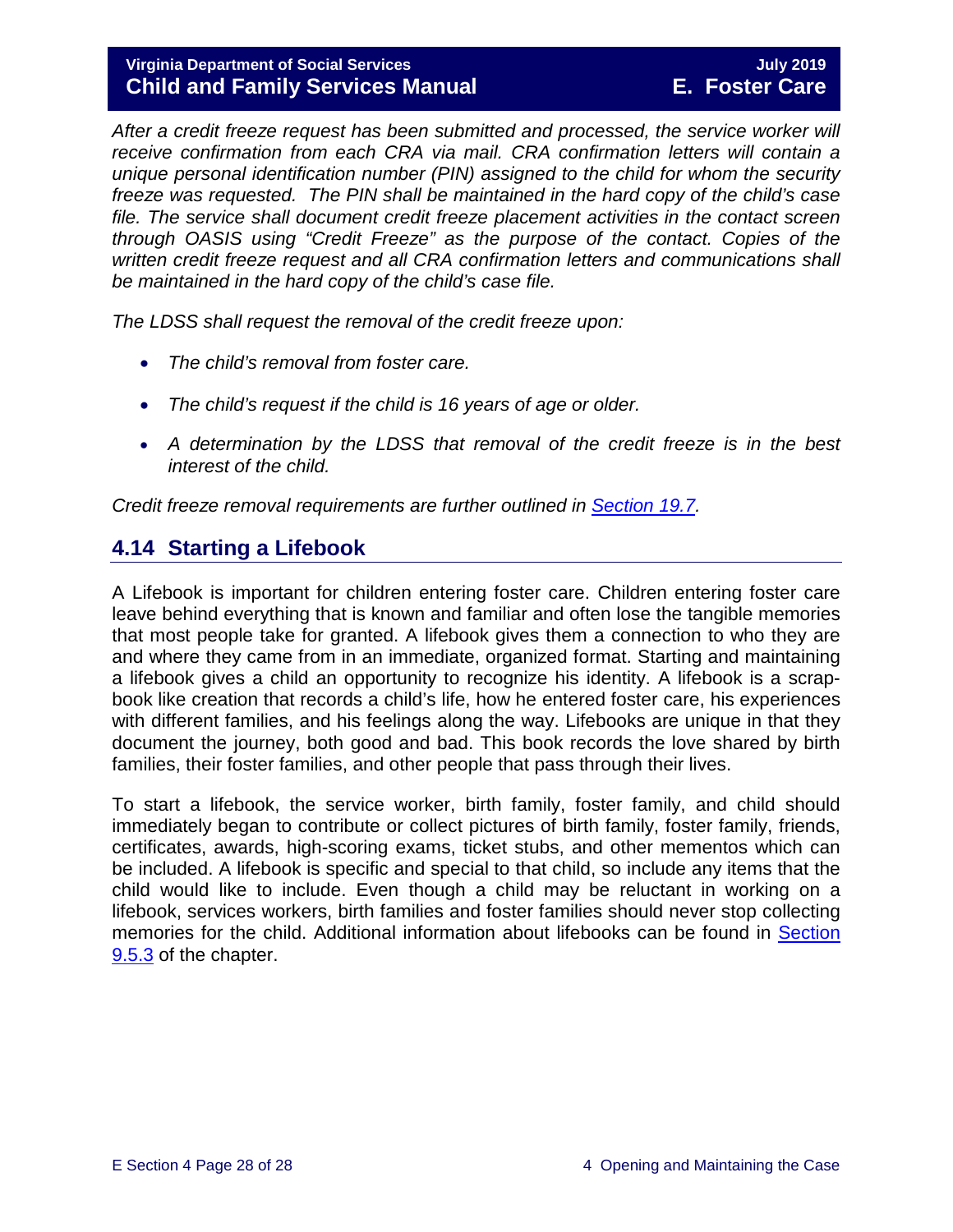*After a credit freeze request has been submitted and processed, the service worker will receive confirmation from each CRA via mail. CRA confirmation letters will contain a unique personal identification number (PIN) assigned to the child for whom the security freeze was requested. The PIN shall be maintained in the hard copy of the child's case file. The service shall document credit freeze placement activities in the contact screen through OASIS using "Credit Freeze" as the purpose of the contact. Copies of the written credit freeze request and all CRA confirmation letters and communications shall be maintained in the hard copy of the child's case file.*

*The LDSS shall request the removal of the credit freeze upon:*

- *The child's removal from foster care.*
- *The child's request if the child is 16 years of age or older.*
- *A determination by the LDSS that removal of the credit freeze is in the best interest of the child.*

*Credit freeze removal requirements are further outlined in [Section 19.7](#).*

## 4.14 Starting a Lifebook

A Lifebook is important for children entering foster care. Children entering foster care leave behind everything that is known and familiar and often lose the tangible memories that most people take for granted. A lifebook gives them a connection to who they are and where they came from in an immediate, organized format. Starting and maintaining a lifebook gives a child an opportunity to recognize his identity. A lifebook is a scrap-book like creation that records a child's life, how he entered foster care, his experiences with different families, and his feelings along the way. Lifebooks are unique in that they document the journey, both good and bad. This book records the love shared by birth families, their foster families, and other people that pass through their lives.

To start a lifebook, the service worker, birth family, foster family, and child should immediately began to contribute or collect pictures of birth family, foster family, friends, certificates, awards, high-scoring exams, ticket stubs, and other mementos which can be included. A lifebook is specific and special to that child, so include any items that the child would like to include. Even though a child may be reluctant in working on a lifebook, services workers, birth families and foster families should never stop collecting memories for the child. Additional information about lifebooks can be found in [Section 9.5.3](#) of the chapter.